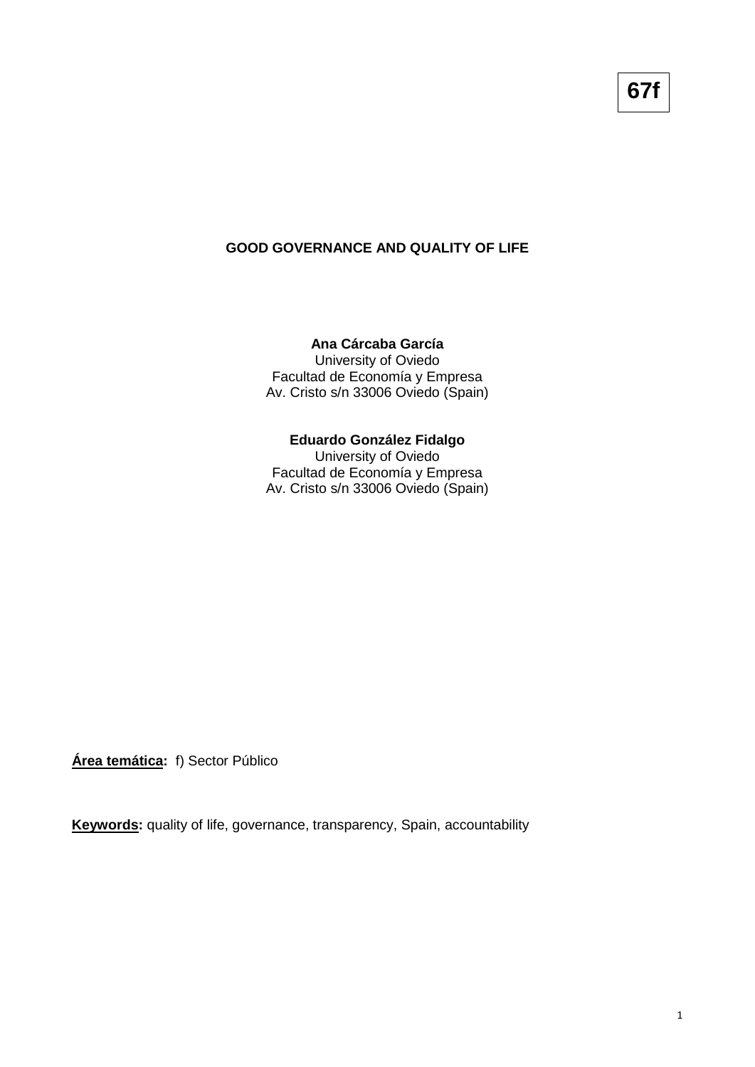**67f**

# GOOD GOVERNANCE AND QUALITY OF LIFE

**Ana Cárcaba García**
University of Oviedo
Facultad de Economía y Empresa
Av. Cristo s/n 33006 Oviedo (Spain)

**Eduardo González Fidalgo**
University of Oviedo
Facultad de Economía y Empresa
Av. Cristo s/n 33006 Oviedo (Spain)

**Área temática:** f) Sector Público

**Keywords:** quality of life, governance, transparency, Spain, accountability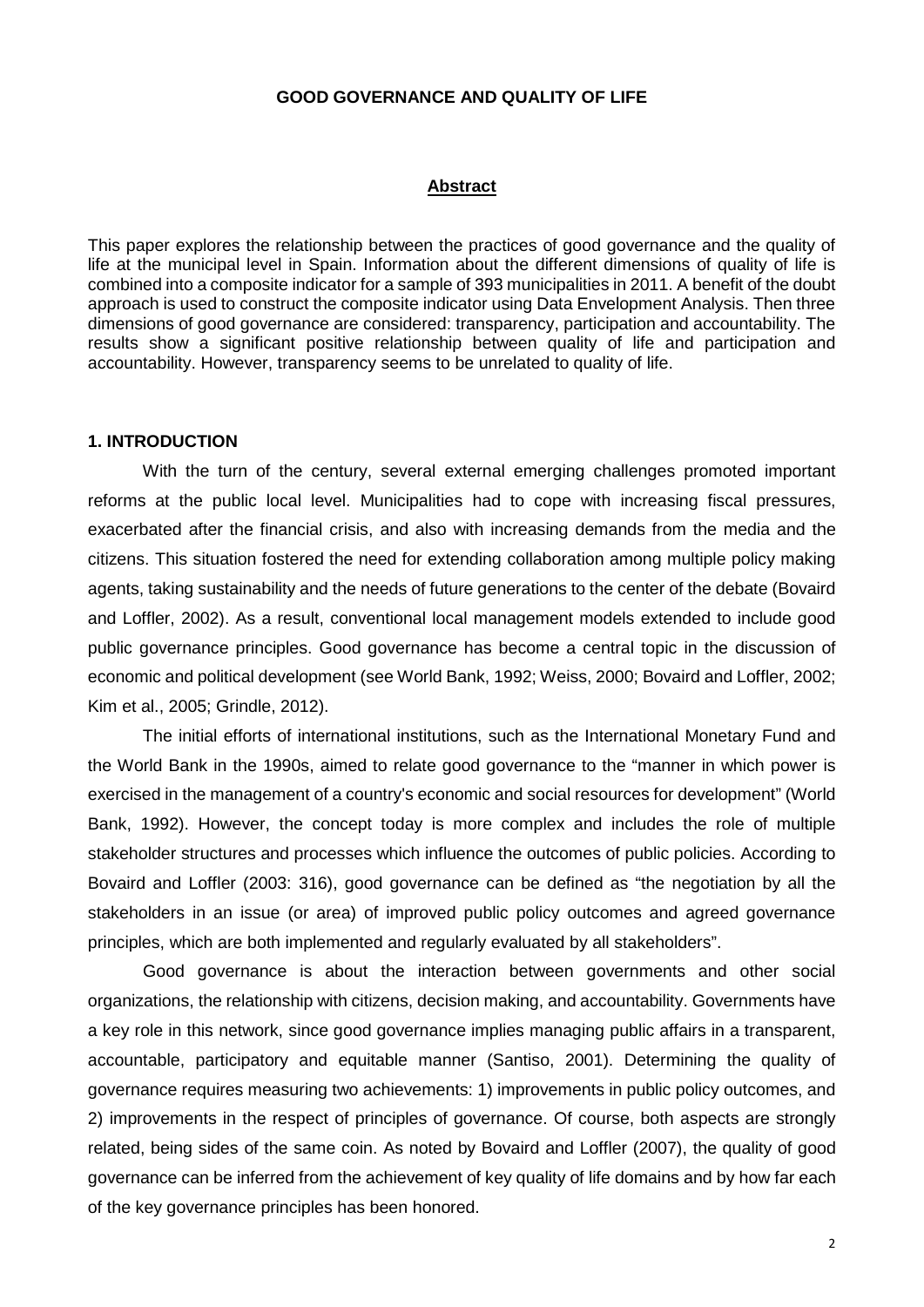**GOOD GOVERNANCE AND QUALITY OF LIFE**

## Abstract

This paper explores the relationship between the practices of good governance and the quality of life at the municipal level in Spain. Information about the different dimensions of quality of life is combined into a composite indicator for a sample of 393 municipalities in 2011. A benefit of the doubt approach is used to construct the composite indicator using Data Envelopment Analysis. Then three dimensions of good governance are considered: transparency, participation and accountability. The results show a significant positive relationship between quality of life and participation and accountability. However, transparency seems to be unrelated to quality of life.

## 1. INTRODUCTION

With the turn of the century, several external emerging challenges promoted important reforms at the public local level. Municipalities had to cope with increasing fiscal pressures, exacerbated after the financial crisis, and also with increasing demands from the media and the citizens. This situation fostered the need for extending collaboration among multiple policy making agents, taking sustainability and the needs of future generations to the center of the debate (Bovaird and Loffler, 2002). As a result, conventional local management models extended to include good public governance principles. Good governance has become a central topic in the discussion of economic and political development (see World Bank, 1992; Weiss, 2000; Bovaird and Loffler, 2002; Kim et al., 2005; Grindle, 2012).

The initial efforts of international institutions, such as the International Monetary Fund and the World Bank in the 1990s, aimed to relate good governance to the "manner in which power is exercised in the management of a country's economic and social resources for development" (World Bank, 1992). However, the concept today is more complex and includes the role of multiple stakeholder structures and processes which influence the outcomes of public policies. According to Bovaird and Loffler (2003: 316), good governance can be defined as "the negotiation by all the stakeholders in an issue (or area) of improved public policy outcomes and agreed governance principles, which are both implemented and regularly evaluated by all stakeholders".

Good governance is about the interaction between governments and other social organizations, the relationship with citizens, decision making, and accountability. Governments have a key role in this network, since good governance implies managing public affairs in a transparent, accountable, participatory and equitable manner (Santiso, 2001). Determining the quality of governance requires measuring two achievements: 1) improvements in public policy outcomes, and 2) improvements in the respect of principles of governance. Of course, both aspects are strongly related, being sides of the same coin. As noted by Bovaird and Loffler (2007), the quality of good governance can be inferred from the achievement of key quality of life domains and by how far each of the key governance principles has been honored.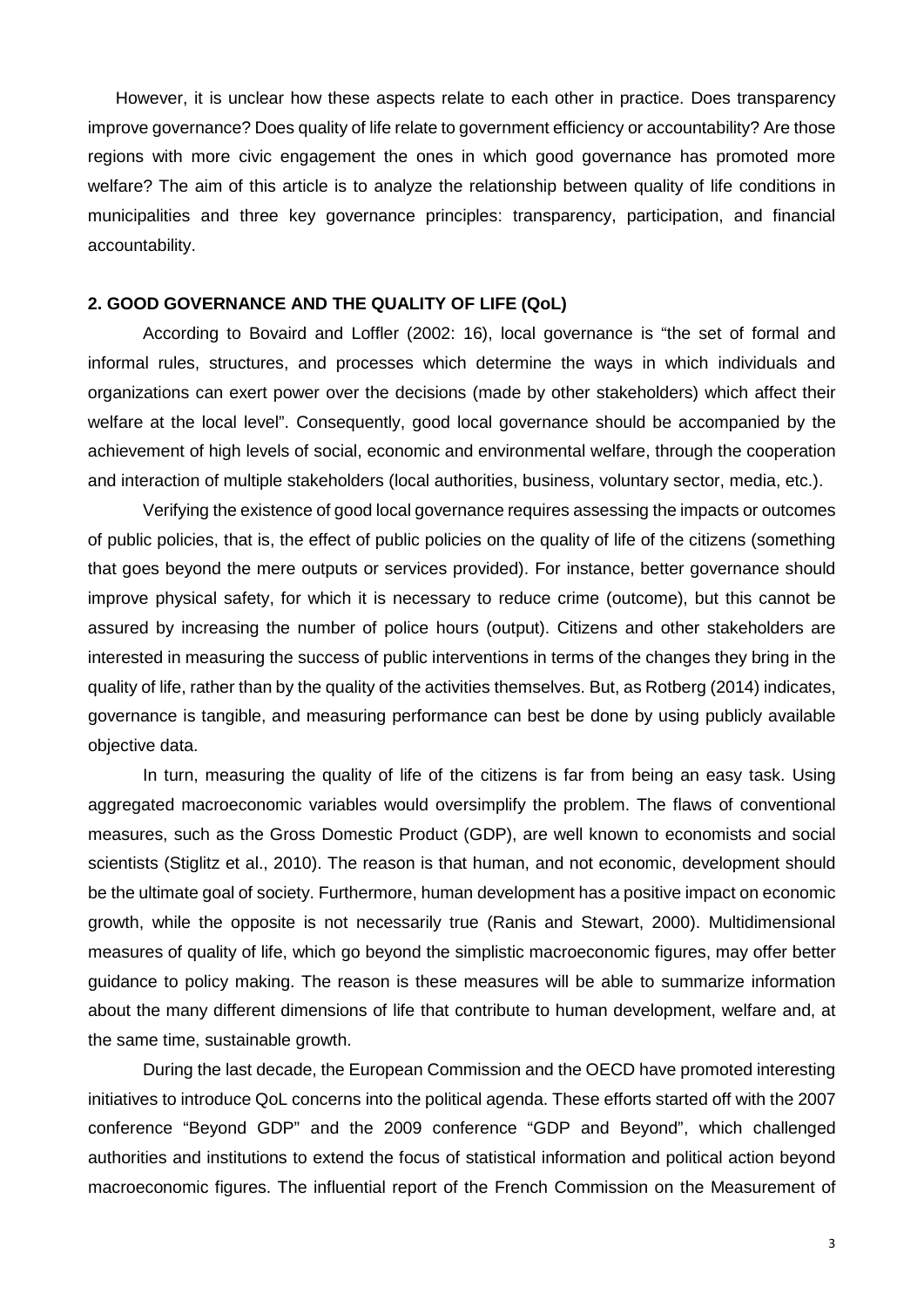However, it is unclear how these aspects relate to each other in practice. Does transparency improve governance? Does quality of life relate to government efficiency or accountability? Are those regions with more civic engagement the ones in which good governance has promoted more welfare? The aim of this article is to analyze the relationship between quality of life conditions in municipalities and three key governance principles: transparency, participation, and financial accountability.

## 2. GOOD GOVERNANCE AND THE QUALITY OF LIFE (QoL)

According to Bovaird and Loffler (2002: 16), local governance is "the set of formal and informal rules, structures, and processes which determine the ways in which individuals and organizations can exert power over the decisions (made by other stakeholders) which affect their welfare at the local level". Consequently, good local governance should be accompanied by the achievement of high levels of social, economic and environmental welfare, through the cooperation and interaction of multiple stakeholders (local authorities, business, voluntary sector, media, etc.).

Verifying the existence of good local governance requires assessing the impacts or outcomes of public policies, that is, the effect of public policies on the quality of life of the citizens (something that goes beyond the mere outputs or services provided). For instance, better governance should improve physical safety, for which it is necessary to reduce crime (outcome), but this cannot be assured by increasing the number of police hours (output). Citizens and other stakeholders are interested in measuring the success of public interventions in terms of the changes they bring in the quality of life, rather than by the quality of the activities themselves. But, as Rotberg (2014) indicates, governance is tangible, and measuring performance can best be done by using publicly available objective data.

In turn, measuring the quality of life of the citizens is far from being an easy task. Using aggregated macroeconomic variables would oversimplify the problem. The flaws of conventional measures, such as the Gross Domestic Product (GDP), are well known to economists and social scientists (Stiglitz et al., 2010). The reason is that human, and not economic, development should be the ultimate goal of society. Furthermore, human development has a positive impact on economic growth, while the opposite is not necessarily true (Ranis and Stewart, 2000). Multidimensional measures of quality of life, which go beyond the simplistic macroeconomic figures, may offer better guidance to policy making. The reason is these measures will be able to summarize information about the many different dimensions of life that contribute to human development, welfare and, at the same time, sustainable growth.

During the last decade, the European Commission and the OECD have promoted interesting initiatives to introduce QoL concerns into the political agenda. These efforts started off with the 2007 conference "Beyond GDP" and the 2009 conference "GDP and Beyond", which challenged authorities and institutions to extend the focus of statistical information and political action beyond macroeconomic figures. The influential report of the French Commission on the Measurement of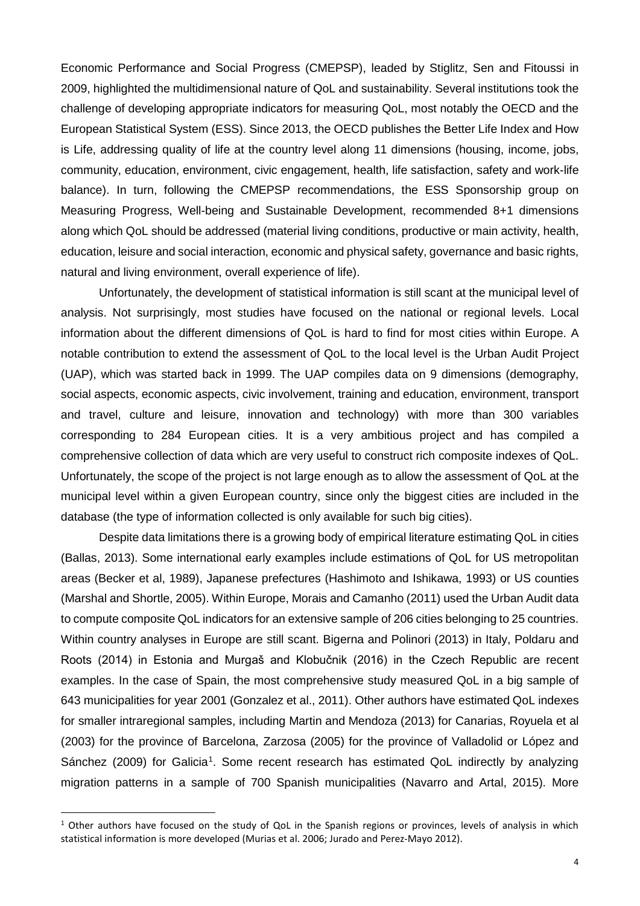Economic Performance and Social Progress (CMEPSP), leaded by Stiglitz, Sen and Fitoussi in 2009, highlighted the multidimensional nature of QoL and sustainability. Several institutions took the challenge of developing appropriate indicators for measuring QoL, most notably the OECD and the European Statistical System (ESS). Since 2013, the OECD publishes the Better Life Index and How is Life, addressing quality of life at the country level along 11 dimensions (housing, income, jobs, community, education, environment, civic engagement, health, life satisfaction, safety and work-life balance). In turn, following the CMEPSP recommendations, the ESS Sponsorship group on Measuring Progress, Well-being and Sustainable Development, recommended 8+1 dimensions along which QoL should be addressed (material living conditions, productive or main activity, health, education, leisure and social interaction, economic and physical safety, governance and basic rights, natural and living environment, overall experience of life).

Unfortunately, the development of statistical information is still scant at the municipal level of analysis. Not surprisingly, most studies have focused on the national or regional levels. Local information about the different dimensions of QoL is hard to find for most cities within Europe. A notable contribution to extend the assessment of QoL to the local level is the Urban Audit Project (UAP), which was started back in 1999. The UAP compiles data on 9 dimensions (demography, social aspects, economic aspects, civic involvement, training and education, environment, transport and travel, culture and leisure, innovation and technology) with more than 300 variables corresponding to 284 European cities. It is a very ambitious project and has compiled a comprehensive collection of data which are very useful to construct rich composite indexes of QoL. Unfortunately, the scope of the project is not large enough as to allow the assessment of QoL at the municipal level within a given European country, since only the biggest cities are included in the database (the type of information collected is only available for such big cities).

Despite data limitations there is a growing body of empirical literature estimating QoL in cities (Ballas, 2013). Some international early examples include estimations of QoL for US metropolitan areas (Becker et al, 1989), Japanese prefectures (Hashimoto and Ishikawa, 1993) or US counties (Marshal and Shortle, 2005). Within Europe, Morais and Camanho (2011) used the Urban Audit data to compute composite QoL indicators for an extensive sample of 206 cities belonging to 25 countries. Within country analyses in Europe are still scant. Bigerna and Polinori (2013) in Italy, Poldaru and Roots (2014) in Estonia and Murgaš and Klobučnik (2016) in the Czech Republic are recent examples. In the case of Spain, the most comprehensive study measured QoL in a big sample of 643 municipalities for year 2001 (Gonzalez et al., 2011). Other authors have estimated QoL indexes for smaller intraregional samples, including Martin and Mendoza (2013) for Canarias, Royuela et al (2003) for the province of Barcelona, Zarzosa (2005) for the province of Valladolid or López and Sánchez (2009) for Galicia[1]. Some recent research has estimated QoL indirectly by analyzing migration patterns in a sample of 700 Spanish municipalities (Navarro and Artal, 2015). More

[1] Other authors have focused on the study of QoL in the Spanish regions or provinces, levels of analysis in which statistical information is more developed (Murias et al. 2006; Jurado and Perez-Mayo 2012).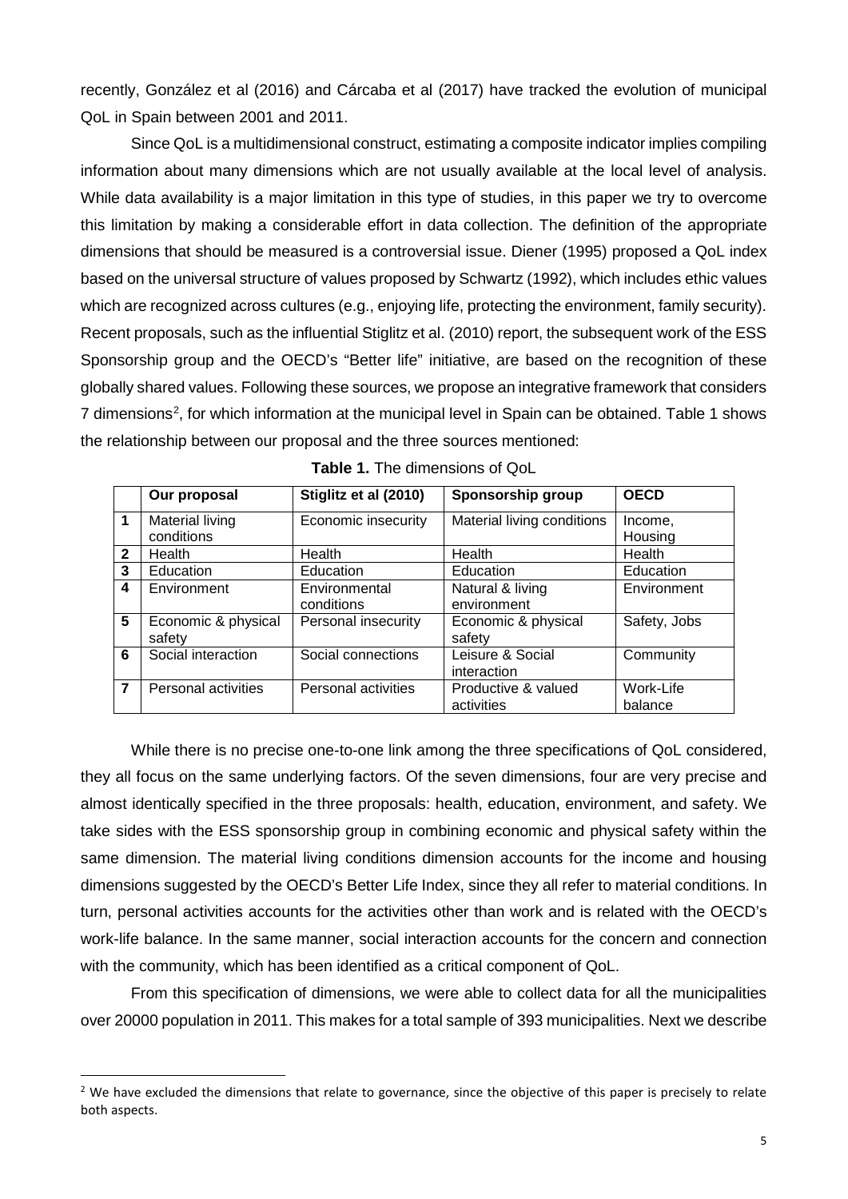recently, González et al (2016) and Cárcaba et al (2017) have tracked the evolution of municipal QoL in Spain between 2001 and 2011.

Since QoL is a multidimensional construct, estimating a composite indicator implies compiling information about many dimensions which are not usually available at the local level of analysis. While data availability is a major limitation in this type of studies, in this paper we try to overcome this limitation by making a considerable effort in data collection. The definition of the appropriate dimensions that should be measured is a controversial issue. Diener (1995) proposed a QoL index based on the universal structure of values proposed by Schwartz (1992), which includes ethic values which are recognized across cultures (e.g., enjoying life, protecting the environment, family security). Recent proposals, such as the influential Stiglitz et al. (2010) report, the subsequent work of the ESS Sponsorship group and the OECD's "Better life" initiative, are based on the recognition of these globally shared values. Following these sources, we propose an integrative framework that considers 7 dimensions[2], for which information at the municipal level in Spain can be obtained. Table 1 shows the relationship between our proposal and the three sources mentioned:

**Table 1.** The dimensions of QoL

| | Our proposal | Stiglitz et al (2010) | Sponsorship group | OECD |
|---|---|---|---|---|
| 1 | Material living conditions | Economic insecurity | Material living conditions | Income, Housing |
| 2 | Health | Health | Health | Health |
| 3 | Education | Education | Education | Education |
| 4 | Environment | Environmental conditions | Natural & living environment | Environment |
| 5 | Economic & physical safety | Personal insecurity | Economic & physical safety | Safety, Jobs |
| 6 | Social interaction | Social connections | Leisure & Social interaction | Community |
| 7 | Personal activities | Personal activities | Productive & valued activities | Work-Life balance |

While there is no precise one-to-one link among the three specifications of QoL considered, they all focus on the same underlying factors. Of the seven dimensions, four are very precise and almost identically specified in the three proposals: health, education, environment, and safety. We take sides with the ESS sponsorship group in combining economic and physical safety within the same dimension. The material living conditions dimension accounts for the income and housing dimensions suggested by the OECD's Better Life Index, since they all refer to material conditions. In turn, personal activities accounts for the activities other than work and is related with the OECD's work-life balance. In the same manner, social interaction accounts for the concern and connection with the community, which has been identified as a critical component of QoL.

From this specification of dimensions, we were able to collect data for all the municipalities over 20000 population in 2011. This makes for a total sample of 393 municipalities. Next we describe

[2] We have excluded the dimensions that relate to governance, since the objective of this paper is precisely to relate both aspects.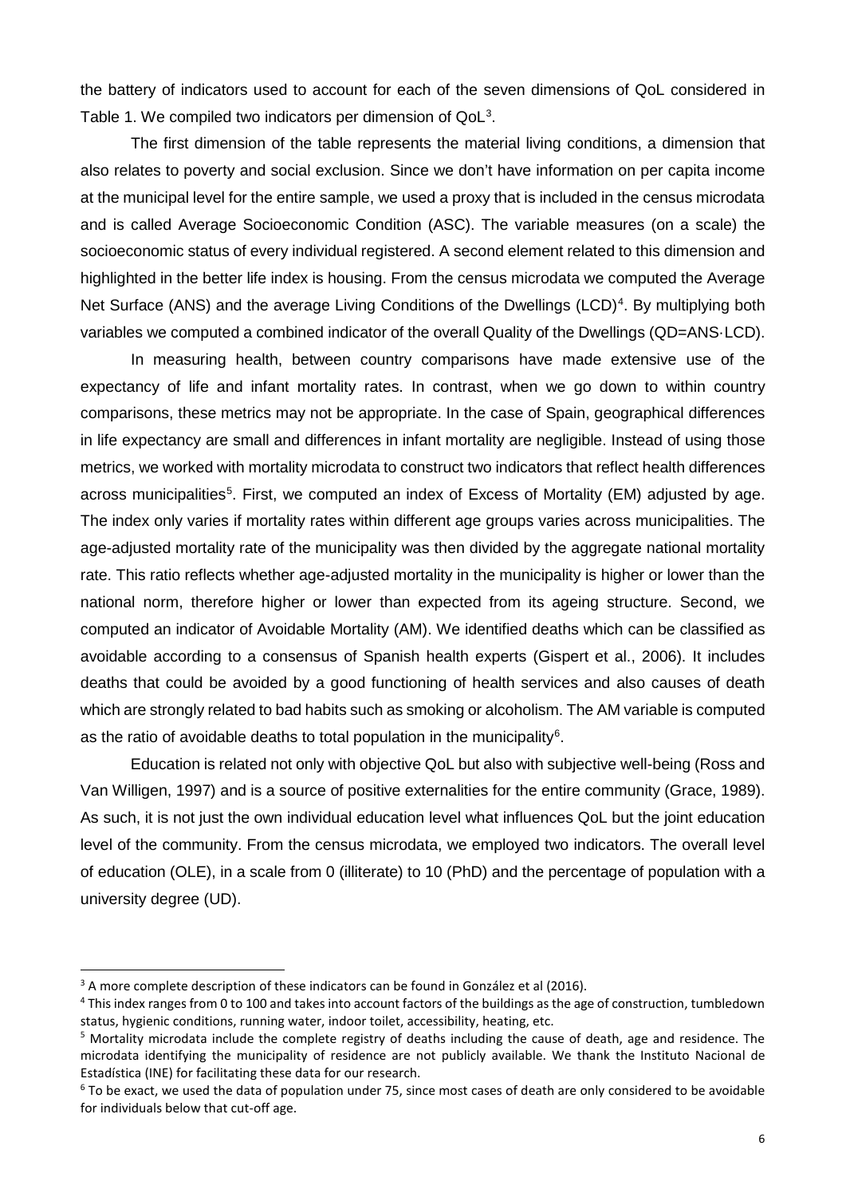the battery of indicators used to account for each of the seven dimensions of QoL considered in Table 1. We compiled two indicators per dimension of QoL[3].

The first dimension of the table represents the material living conditions, a dimension that also relates to poverty and social exclusion. Since we don't have information on per capita income at the municipal level for the entire sample, we used a proxy that is included in the census microdata and is called Average Socioeconomic Condition (ASC). The variable measures (on a scale) the socioeconomic status of every individual registered. A second element related to this dimension and highlighted in the better life index is housing. From the census microdata we computed the Average Net Surface (ANS) and the average Living Conditions of the Dwellings (LCD)[4]. By multiplying both variables we computed a combined indicator of the overall Quality of the Dwellings ($QD=ANS \cdot LCD$).

In measuring health, between country comparisons have made extensive use of the expectancy of life and infant mortality rates. In contrast, when we go down to within country comparisons, these metrics may not be appropriate. In the case of Spain, geographical differences in life expectancy are small and differences in infant mortality are negligible. Instead of using those metrics, we worked with mortality microdata to construct two indicators that reflect health differences across municipalities[5]. First, we computed an index of Excess of Mortality (EM) adjusted by age. The index only varies if mortality rates within different age groups varies across municipalities. The age-adjusted mortality rate of the municipality was then divided by the aggregate national mortality rate. This ratio reflects whether age-adjusted mortality in the municipality is higher or lower than the national norm, therefore higher or lower than expected from its ageing structure. Second, we computed an indicator of Avoidable Mortality (AM). We identified deaths which can be classified as avoidable according to a consensus of Spanish health experts (Gispert et al., 2006). It includes deaths that could be avoided by a good functioning of health services and also causes of death which are strongly related to bad habits such as smoking or alcoholism. The AM variable is computed as the ratio of avoidable deaths to total population in the municipality[6].

Education is related not only with objective QoL but also with subjective well-being (Ross and Van Willigen, 1997) and is a source of positive externalities for the entire community (Grace, 1989). As such, it is not just the own individual education level what influences QoL but the joint education level of the community. From the census microdata, we employed two indicators. The overall level of education (OLE), in a scale from 0 (illiterate) to 10 (PhD) and the percentage of population with a university degree (UD).

---

[3] A more complete description of these indicators can be found in González et al (2016).

[4] This index ranges from 0 to 100 and takes into account factors of the buildings as the age of construction, tumbledown status, hygienic conditions, running water, indoor toilet, accessibility, heating, etc.

[5] Mortality microdata include the complete registry of deaths including the cause of death, age and residence. The microdata identifying the municipality of residence are not publicly available. We thank the Instituto Nacional de Estadística (INE) for facilitating these data for our research.

[6] To be exact, we used the data of population under 75, since most cases of death are only considered to be avoidable for individuals below that cut-off age.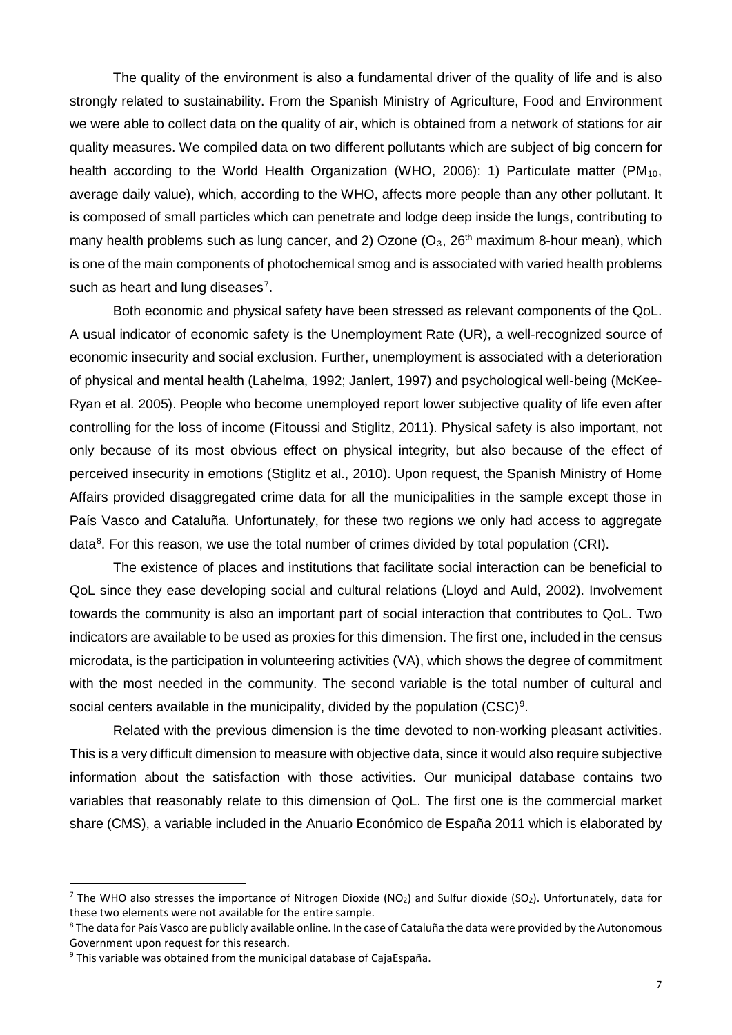The quality of the environment is also a fundamental driver of the quality of life and is also strongly related to sustainability. From the Spanish Ministry of Agriculture, Food and Environment we were able to collect data on the quality of air, which is obtained from a network of stations for air quality measures. We compiled data on two different pollutants which are subject of big concern for health according to the World Health Organization (WHO, 2006): 1) Particulate matter ($PM_{10}$, average daily value), which, according to the WHO, affects more people than any other pollutant. It is composed of small particles which can penetrate and lodge deep inside the lungs, contributing to many health problems such as lung cancer, and 2) Ozone ($O_3$, 26th maximum 8-hour mean), which is one of the main components of photochemical smog and is associated with varied health problems such as heart and lung diseases[7].

Both economic and physical safety have been stressed as relevant components of the QoL. A usual indicator of economic safety is the Unemployment Rate (UR), a well-recognized source of economic insecurity and social exclusion. Further, unemployment is associated with a deterioration of physical and mental health (Lahelma, 1992; Janlert, 1997) and psychological well-being (McKee-Ryan et al. 2005). People who become unemployed report lower subjective quality of life even after controlling for the loss of income (Fitoussi and Stiglitz, 2011). Physical safety is also important, not only because of its most obvious effect on physical integrity, but also because of the effect of perceived insecurity in emotions (Stiglitz et al., 2010). Upon request, the Spanish Ministry of Home Affairs provided disaggregated crime data for all the municipalities in the sample except those in País Vasco and Cataluña. Unfortunately, for these two regions we only had access to aggregate data[8]. For this reason, we use the total number of crimes divided by total population (CRI).

The existence of places and institutions that facilitate social interaction can be beneficial to QoL since they ease developing social and cultural relations (Lloyd and Auld, 2002). Involvement towards the community is also an important part of social interaction that contributes to QoL. Two indicators are available to be used as proxies for this dimension. The first one, included in the census microdata, is the participation in volunteering activities (VA), which shows the degree of commitment with the most needed in the community. The second variable is the total number of cultural and social centers available in the municipality, divided by the population (CSC)[9].

Related with the previous dimension is the time devoted to non-working pleasant activities. This is a very difficult dimension to measure with objective data, since it would also require subjective information about the satisfaction with those activities. Our municipal database contains two variables that reasonably relate to this dimension of QoL. The first one is the commercial market share (CMS), a variable included in the Anuario Económico de España 2011 which is elaborated by

---

[7] The WHO also stresses the importance of Nitrogen Dioxide ($NO_2$) and Sulfur dioxide ($SO_2$). Unfortunately, data for these two elements were not available for the entire sample.

[8] The data for País Vasco are publicly available online. In the case of Cataluña the data were provided by the Autonomous Government upon request for this research.

[9] This variable was obtained from the municipal database of CajaEspaña.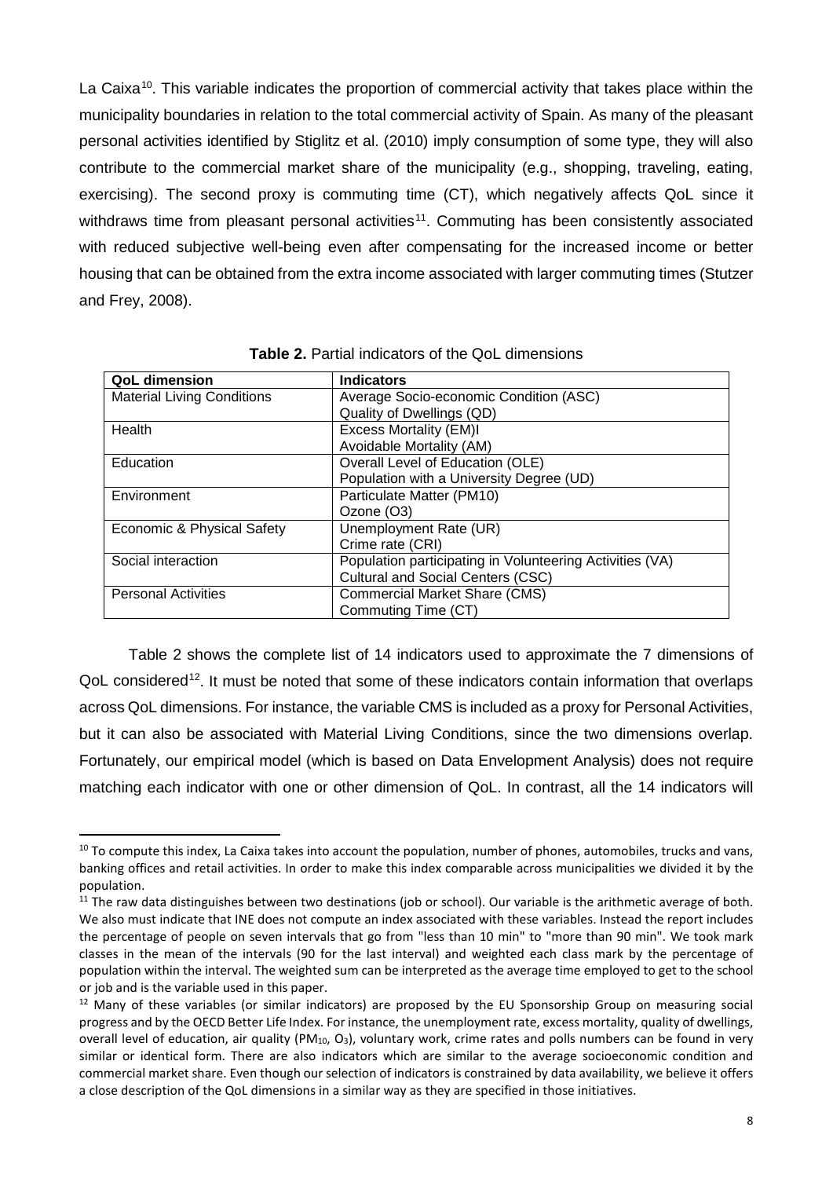La Caixa[10]. This variable indicates the proportion of commercial activity that takes place within the municipality boundaries in relation to the total commercial activity of Spain. As many of the pleasant personal activities identified by Stiglitz et al. (2010) imply consumption of some type, they will also contribute to the commercial market share of the municipality (e.g., shopping, traveling, eating, exercising). The second proxy is commuting time (CT), which negatively affects QoL since it withdraws time from pleasant personal activities[11]. Commuting has been consistently associated with reduced subjective well-being even after compensating for the increased income or better housing that can be obtained from the extra income associated with larger commuting times (Stutzer and Frey, 2008).

**Table 2.** Partial indicators of the QoL dimensions

| QoL dimension | Indicators |
|---|---|
| Material Living Conditions | Average Socio-economic Condition (ASC)<br>Quality of Dwellings (QD) |
| Health | Excess Mortality (EM)I<br>Avoidable Mortality (AM) |
| Education | Overall Level of Education (OLE)<br>Population with a University Degree (UD) |
| Environment | Particulate Matter (PM10)<br>Ozone (O3) |
| Economic & Physical Safety | Unemployment Rate (UR)<br>Crime rate (CRI) |
| Social interaction | Population participating in Volunteering Activities (VA)<br>Cultural and Social Centers (CSC) |
| Personal Activities | Commercial Market Share (CMS)<br>Commuting Time (CT) |

Table 2 shows the complete list of 14 indicators used to approximate the 7 dimensions of QoL considered[12]. It must be noted that some of these indicators contain information that overlaps across QoL dimensions. For instance, the variable CMS is included as a proxy for Personal Activities, but it can also be associated with Material Living Conditions, since the two dimensions overlap. Fortunately, our empirical model (which is based on Data Envelopment Analysis) does not require matching each indicator with one or other dimension of QoL. In contrast, all the 14 indicators will

[10] To compute this index, La Caixa takes into account the population, number of phones, automobiles, trucks and vans, banking offices and retail activities. In order to make this index comparable across municipalities we divided it by the population.

[11] The raw data distinguishes between two destinations (job or school). Our variable is the arithmetic average of both. We also must indicate that INE does not compute an index associated with these variables. Instead the report includes the percentage of people on seven intervals that go from "less than 10 min" to "more than 90 min". We took mark classes in the mean of the intervals (90 for the last interval) and weighted each class mark by the percentage of population within the interval. The weighted sum can be interpreted as the average time employed to get to the school or job and is the variable used in this paper.

[12] Many of these variables (or similar indicators) are proposed by the EU Sponsorship Group on measuring social progress and by the OECD Better Life Index. For instance, the unemployment rate, excess mortality, quality of dwellings, overall level of education, air quality ($PM_{10}$, $O_3$), voluntary work, crime rates and polls numbers can be found in very similar or identical form. There are also indicators which are similar to the average socioeconomic condition and commercial market share. Even though our selection of indicators is constrained by data availability, we believe it offers a close description of the QoL dimensions in a similar way as they are specified in those initiatives.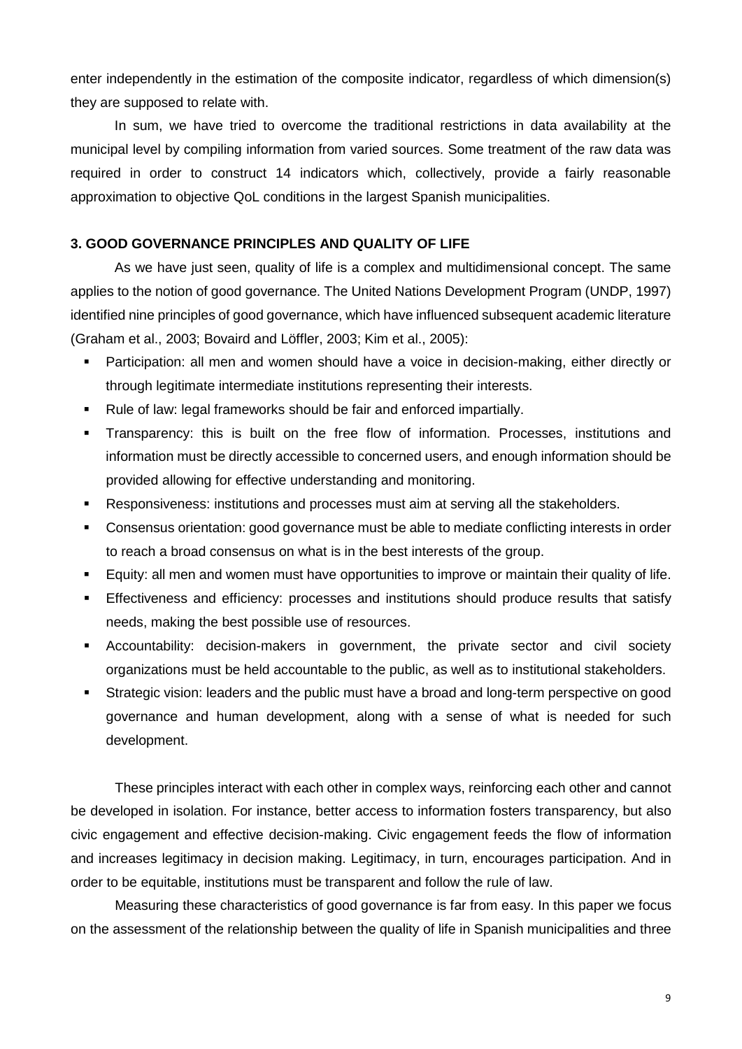enter independently in the estimation of the composite indicator, regardless of which dimension(s) they are supposed to relate with.

In sum, we have tried to overcome the traditional restrictions in data availability at the municipal level by compiling information from varied sources. Some treatment of the raw data was required in order to construct 14 indicators which, collectively, provide a fairly reasonable approximation to objective QoL conditions in the largest Spanish municipalities.

## 3. GOOD GOVERNANCE PRINCIPLES AND QUALITY OF LIFE

As we have just seen, quality of life is a complex and multidimensional concept. The same applies to the notion of good governance. The United Nations Development Program (UNDP, 1997) identified nine principles of good governance, which have influenced subsequent academic literature (Graham et al., 2003; Bovaird and Löffler, 2003; Kim et al., 2005):

- Participation: all men and women should have a voice in decision-making, either directly or through legitimate intermediate institutions representing their interests.
- Rule of law: legal frameworks should be fair and enforced impartially.
- Transparency: this is built on the free flow of information. Processes, institutions and information must be directly accessible to concerned users, and enough information should be provided allowing for effective understanding and monitoring.
- Responsiveness: institutions and processes must aim at serving all the stakeholders.
- Consensus orientation: good governance must be able to mediate conflicting interests in order to reach a broad consensus on what is in the best interests of the group.
- Equity: all men and women must have opportunities to improve or maintain their quality of life.
- Effectiveness and efficiency: processes and institutions should produce results that satisfy needs, making the best possible use of resources.
- Accountability: decision-makers in government, the private sector and civil society organizations must be held accountable to the public, as well as to institutional stakeholders.
- Strategic vision: leaders and the public must have a broad and long-term perspective on good governance and human development, along with a sense of what is needed for such development.

These principles interact with each other in complex ways, reinforcing each other and cannot be developed in isolation. For instance, better access to information fosters transparency, but also civic engagement and effective decision-making. Civic engagement feeds the flow of information and increases legitimacy in decision making. Legitimacy, in turn, encourages participation. And in order to be equitable, institutions must be transparent and follow the rule of law.

Measuring these characteristics of good governance is far from easy. In this paper we focus on the assessment of the relationship between the quality of life in Spanish municipalities and three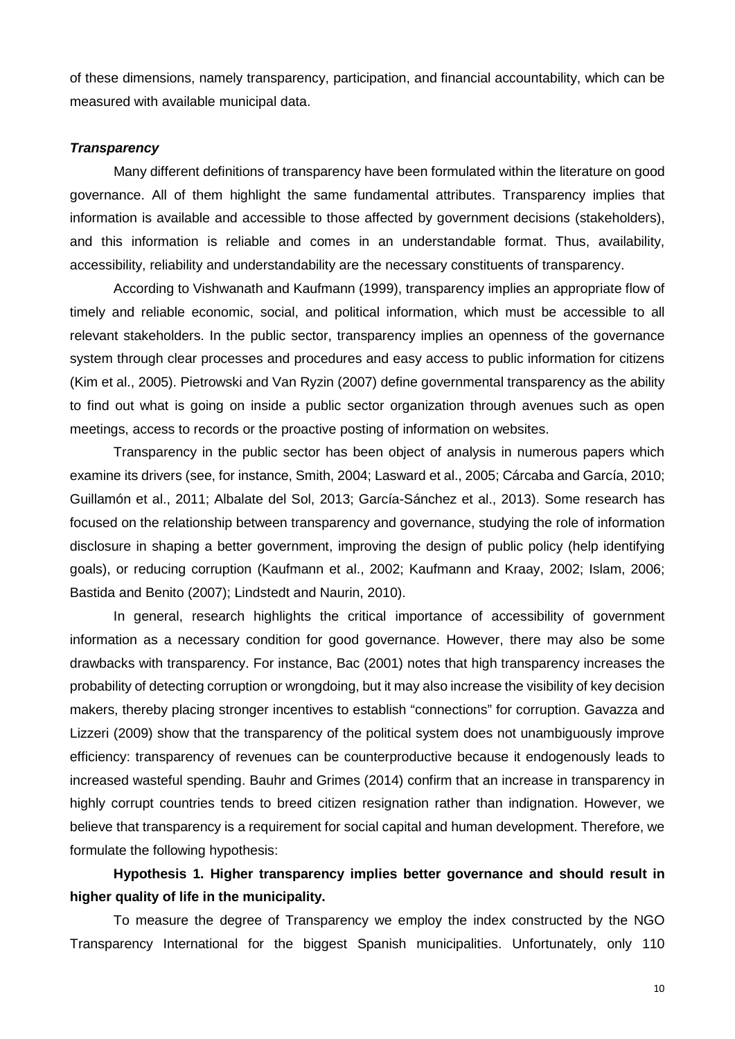of these dimensions, namely transparency, participation, and financial accountability, which can be measured with available municipal data.

### *Transparency*

Many different definitions of transparency have been formulated within the literature on good governance. All of them highlight the same fundamental attributes. Transparency implies that information is available and accessible to those affected by government decisions (stakeholders), and this information is reliable and comes in an understandable format. Thus, availability, accessibility, reliability and understandability are the necessary constituents of transparency.

According to Vishwanath and Kaufmann (1999), transparency implies an appropriate flow of timely and reliable economic, social, and political information, which must be accessible to all relevant stakeholders. In the public sector, transparency implies an openness of the governance system through clear processes and procedures and easy access to public information for citizens (Kim et al., 2005). Pietrowski and Van Ryzin (2007) define governmental transparency as the ability to find out what is going on inside a public sector organization through avenues such as open meetings, access to records or the proactive posting of information on websites.

Transparency in the public sector has been object of analysis in numerous papers which examine its drivers (see, for instance, Smith, 2004; Lasward et al., 2005; Cárcaba and García, 2010; Guillamón et al., 2011; Albalate del Sol, 2013; García-Sánchez et al., 2013). Some research has focused on the relationship between transparency and governance, studying the role of information disclosure in shaping a better government, improving the design of public policy (help identifying goals), or reducing corruption (Kaufmann et al., 2002; Kaufmann and Kraay, 2002; Islam, 2006; Bastida and Benito (2007); Lindstedt and Naurin, 2010).

In general, research highlights the critical importance of accessibility of government information as a necessary condition for good governance. However, there may also be some drawbacks with transparency. For instance, Bac (2001) notes that high transparency increases the probability of detecting corruption or wrongdoing, but it may also increase the visibility of key decision makers, thereby placing stronger incentives to establish "connections" for corruption. Gavazza and Lizzeri (2009) show that the transparency of the political system does not unambiguously improve efficiency: transparency of revenues can be counterproductive because it endogenously leads to increased wasteful spending. Bauhr and Grimes (2014) confirm that an increase in transparency in highly corrupt countries tends to breed citizen resignation rather than indignation. However, we believe that transparency is a requirement for social capital and human development. Therefore, we formulate the following hypothesis:

**Hypothesis 1. Higher transparency implies better governance and should result in higher quality of life in the municipality.**

To measure the degree of Transparency we employ the index constructed by the NGO Transparency International for the biggest Spanish municipalities. Unfortunately, only 110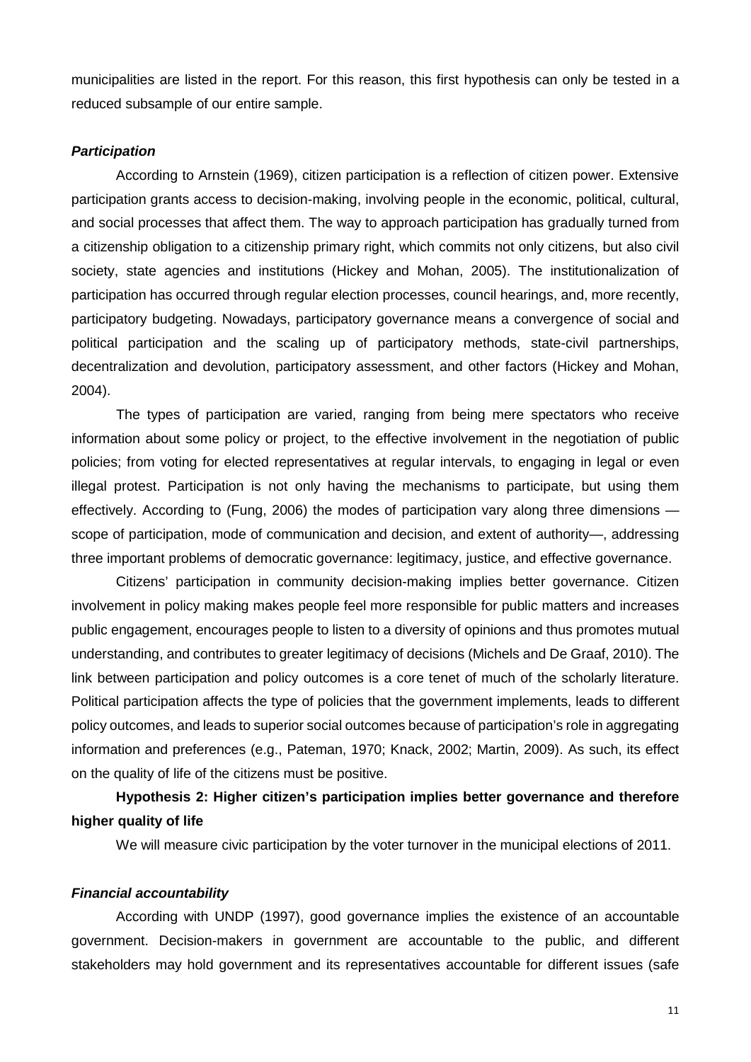municipalities are listed in the report. For this reason, this first hypothesis can only be tested in a reduced subsample of our entire sample.

### *Participation*

According to Arnstein (1969), citizen participation is a reflection of citizen power. Extensive participation grants access to decision-making, involving people in the economic, political, cultural, and social processes that affect them. The way to approach participation has gradually turned from a citizenship obligation to a citizenship primary right, which commits not only citizens, but also civil society, state agencies and institutions (Hickey and Mohan, 2005). The institutionalization of participation has occurred through regular election processes, council hearings, and, more recently, participatory budgeting. Nowadays, participatory governance means a convergence of social and political participation and the scaling up of participatory methods, state-civil partnerships, decentralization and devolution, participatory assessment, and other factors (Hickey and Mohan, 2004).

The types of participation are varied, ranging from being mere spectators who receive information about some policy or project, to the effective involvement in the negotiation of public policies; from voting for elected representatives at regular intervals, to engaging in legal or even illegal protest. Participation is not only having the mechanisms to participate, but using them effectively. According to (Fung, 2006) the modes of participation vary along three dimensions — scope of participation, mode of communication and decision, and extent of authority—, addressing three important problems of democratic governance: legitimacy, justice, and effective governance.

Citizens' participation in community decision-making implies better governance. Citizen involvement in policy making makes people feel more responsible for public matters and increases public engagement, encourages people to listen to a diversity of opinions and thus promotes mutual understanding, and contributes to greater legitimacy of decisions (Michels and De Graaf, 2010). The link between participation and policy outcomes is a core tenet of much of the scholarly literature. Political participation affects the type of policies that the government implements, leads to different policy outcomes, and leads to superior social outcomes because of participation's role in aggregating information and preferences (e.g., Pateman, 1970; Knack, 2002; Martin, 2009). As such, its effect on the quality of life of the citizens must be positive.

**Hypothesis 2: Higher citizen's participation implies better governance and therefore higher quality of life**

We will measure civic participation by the voter turnover in the municipal elections of 2011.

### *Financial accountability*

According with UNDP (1997), good governance implies the existence of an accountable government. Decision-makers in government are accountable to the public, and different stakeholders may hold government and its representatives accountable for different issues (safe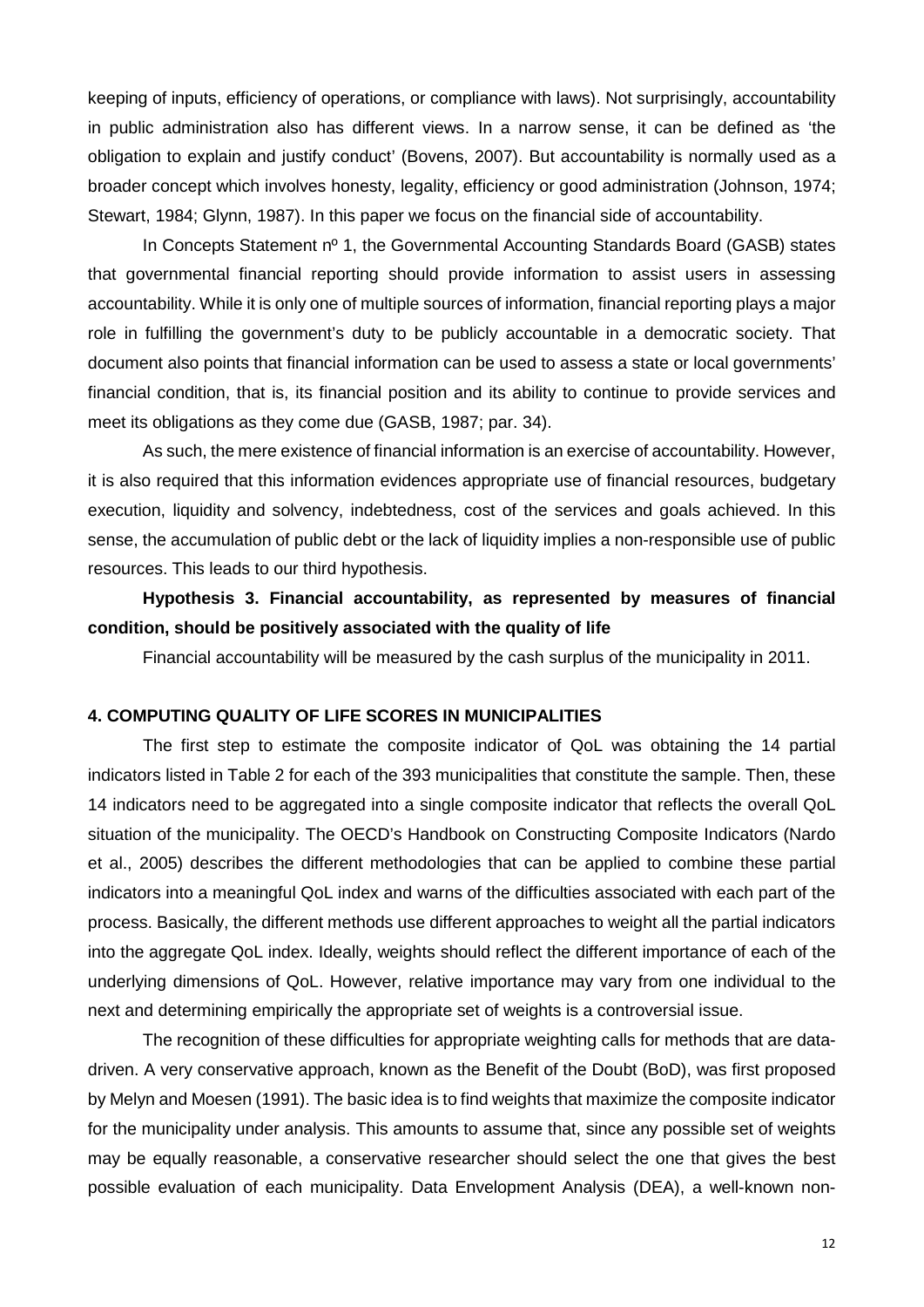keeping of inputs, efficiency of operations, or compliance with laws). Not surprisingly, accountability in public administration also has different views. In a narrow sense, it can be defined as 'the obligation to explain and justify conduct' (Bovens, 2007). But accountability is normally used as a broader concept which involves honesty, legality, efficiency or good administration (Johnson, 1974; Stewart, 1984; Glynn, 1987). In this paper we focus on the financial side of accountability.

In Concepts Statement nº 1, the Governmental Accounting Standards Board (GASB) states that governmental financial reporting should provide information to assist users in assessing accountability. While it is only one of multiple sources of information, financial reporting plays a major role in fulfilling the government's duty to be publicly accountable in a democratic society. That document also points that financial information can be used to assess a state or local governments' financial condition, that is, its financial position and its ability to continue to provide services and meet its obligations as they come due (GASB, 1987; par. 34).

As such, the mere existence of financial information is an exercise of accountability. However, it is also required that this information evidences appropriate use of financial resources, budgetary execution, liquidity and solvency, indebtedness, cost of the services and goals achieved. In this sense, the accumulation of public debt or the lack of liquidity implies a non-responsible use of public resources. This leads to our third hypothesis.

**Hypothesis 3. Financial accountability, as represented by measures of financial condition, should be positively associated with the quality of life**

Financial accountability will be measured by the cash surplus of the municipality in 2011.

## 4. COMPUTING QUALITY OF LIFE SCORES IN MUNICIPALITIES

The first step to estimate the composite indicator of QoL was obtaining the 14 partial indicators listed in Table 2 for each of the 393 municipalities that constitute the sample. Then, these 14 indicators need to be aggregated into a single composite indicator that reflects the overall QoL situation of the municipality. The OECD's Handbook on Constructing Composite Indicators (Nardo et al., 2005) describes the different methodologies that can be applied to combine these partial indicators into a meaningful QoL index and warns of the difficulties associated with each part of the process. Basically, the different methods use different approaches to weight all the partial indicators into the aggregate QoL index. Ideally, weights should reflect the different importance of each of the underlying dimensions of QoL. However, relative importance may vary from one individual to the next and determining empirically the appropriate set of weights is a controversial issue.

The recognition of these difficulties for appropriate weighting calls for methods that are data-driven. A very conservative approach, known as the Benefit of the Doubt (BoD), was first proposed by Melyn and Moesen (1991). The basic idea is to find weights that maximize the composite indicator for the municipality under analysis. This amounts to assume that, since any possible set of weights may be equally reasonable, a conservative researcher should select the one that gives the best possible evaluation of each municipality. Data Envelopment Analysis (DEA), a well-known non-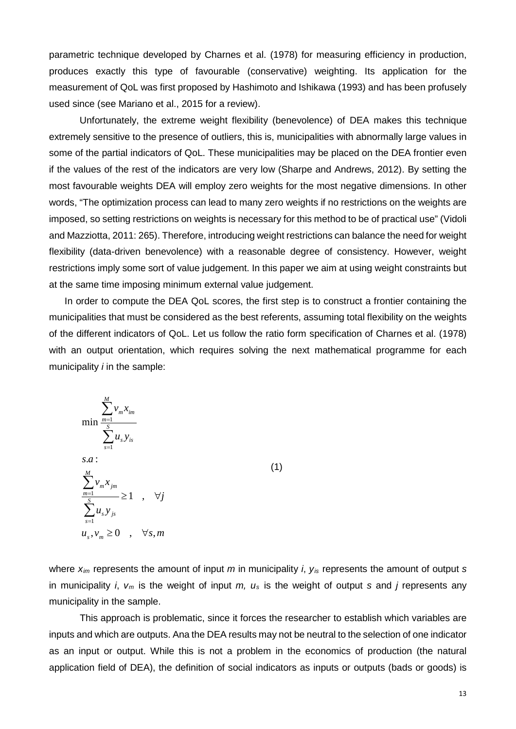parametric technique developed by Charnes et al. (1978) for measuring efficiency in production, produces exactly this type of favourable (conservative) weighting. Its application for the measurement of QoL was first proposed by Hashimoto and Ishikawa (1993) and has been profusely used since (see Mariano et al., 2015 for a review).

Unfortunately, the extreme weight flexibility (benevolence) of DEA makes this technique extremely sensitive to the presence of outliers, this is, municipalities with abnormally large values in some of the partial indicators of QoL. These municipalities may be placed on the DEA frontier even if the values of the rest of the indicators are very low (Sharpe and Andrews, 2012). By setting the most favourable weights DEA will employ zero weights for the most negative dimensions. In other words, "The optimization process can lead to many zero weights if no restrictions on the weights are imposed, so setting restrictions on weights is necessary for this method to be of practical use" (Vidoli and Mazziotta, 2011: 265). Therefore, introducing weight restrictions can balance the need for weight flexibility (data-driven benevolence) with a reasonable degree of consistency. However, weight restrictions imply some sort of value judgement. In this paper we aim at using weight constraints but at the same time imposing minimum external value judgement.

In order to compute the DEA QoL scores, the first step is to construct a frontier containing the municipalities that must be considered as the best referents, assuming total flexibility on the weights of the different indicators of QoL. Let us follow the ratio form specification of Charnes et al. (1978) with an output orientation, which requires solving the next mathematical programme for each municipality *i* in the sample:

$$
\begin{aligned}
& \min \frac{\sum_{m=1}^{M} v_m x_{im}}{\sum_{s=1}^{S} u_s y_{is}} \\
& s.a: \\
& \frac{\sum_{m=1}^{M} v_m x_{jm}}{\sum_{s=1}^{S} u_s y_{js}} \geq 1 \quad , \quad \forall j \\
& u_s, v_m \geq 0 \quad , \quad \forall s, m
\end{aligned}
\tag{1}
$$

where $x_{im}$ represents the amount of input $m$ in municipality $i$, $y_{is}$ represents the amount of output $s$ in municipality $i$, $v_m$ is the weight of input $m$, $u_s$ is the weight of output $s$ and $j$ represents any municipality in the sample.

This approach is problematic, since it forces the researcher to establish which variables are inputs and which are outputs. Ana the DEA results may not be neutral to the selection of one indicator as an input or output. While this is not a problem in the economics of production (the natural application field of DEA), the definition of social indicators as inputs or outputs (bads or goods) is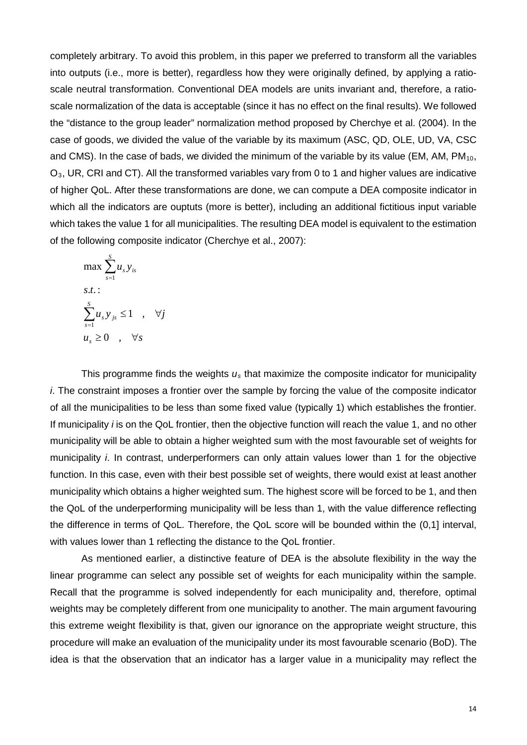completely arbitrary. To avoid this problem, in this paper we preferred to transform all the variables into outputs (i.e., more is better), regardless how they were originally defined, by applying a ratio-scale neutral transformation. Conventional DEA models are units invariant and, therefore, a ratio-scale normalization of the data is acceptable (since it has no effect on the final results). We followed the "distance to the group leader" normalization method proposed by Cherchye et al. (2004). In the case of goods, we divided the value of the variable by its maximum (ASC, QD, OLE, UD, VA, CSC and CMS). In the case of bads, we divided the minimum of the variable by its value (EM, AM, $PM_{10}$, $O_3$, UR, CRI and CT). All the transformed variables vary from 0 to 1 and higher values are indicative of higher QoL. After these transformations are done, we can compute a DEA composite indicator in which all the indicators are ouptuts (more is better), including an additional fictitious input variable which takes the value 1 for all municipalities. The resulting DEA model is equivalent to the estimation of the following composite indicator (Cherchye et al., 2007):

$$
\begin{aligned}
& \max \sum_{s=1}^{S} u_s y_{is} \\
& s.t.: \\
& \sum_{s=1}^{S} u_s y_{js} \leq 1 \quad , \quad \forall j \\
& u_s \geq 0 \quad , \quad \forall s
\end{aligned}
$$

This programme finds the weights $u_s$ that maximize the composite indicator for municipality *i*. The constraint imposes a frontier over the sample by forcing the value of the composite indicator of all the municipalities to be less than some fixed value (typically 1) which establishes the frontier. If municipality *i* is on the QoL frontier, then the objective function will reach the value 1, and no other municipality will be able to obtain a higher weighted sum with the most favourable set of weights for municipality *i*. In contrast, underperformers can only attain values lower than 1 for the objective function. In this case, even with their best possible set of weights, there would exist at least another municipality which obtains a higher weighted sum. The highest score will be forced to be 1, and then the QoL of the underperforming municipality will be less than 1, with the value difference reflecting the difference in terms of QoL. Therefore, the QoL score will be bounded within the (0,1] interval, with values lower than 1 reflecting the distance to the QoL frontier.

As mentioned earlier, a distinctive feature of DEA is the absolute flexibility in the way the linear programme can select any possible set of weights for each municipality within the sample. Recall that the programme is solved independently for each municipality and, therefore, optimal weights may be completely different from one municipality to another. The main argument favouring this extreme weight flexibility is that, given our ignorance on the appropriate weight structure, this procedure will make an evaluation of the municipality under its most favourable scenario (BoD). The idea is that the observation that an indicator has a larger value in a municipality may reflect the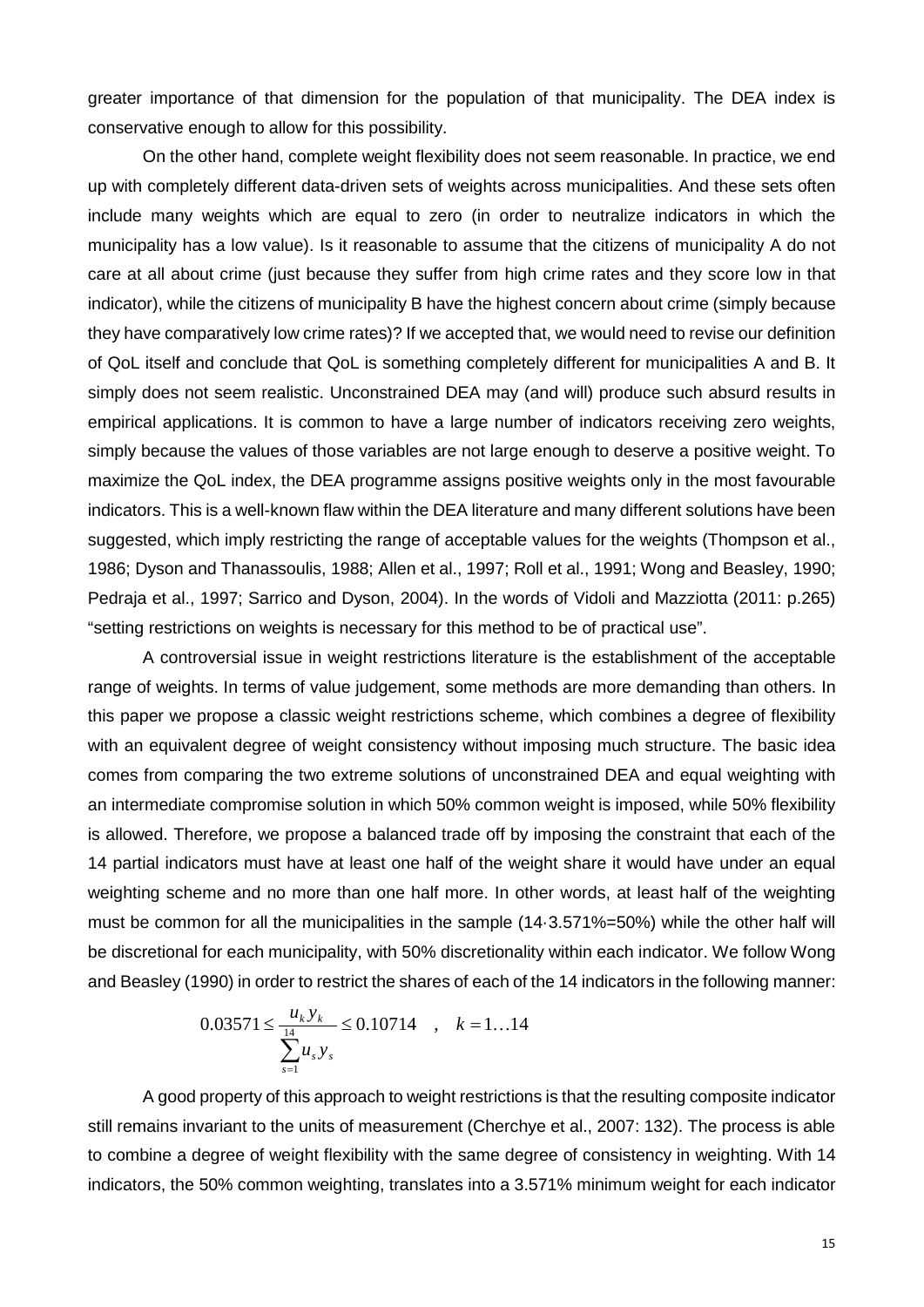greater importance of that dimension for the population of that municipality. The DEA index is conservative enough to allow for this possibility.

On the other hand, complete weight flexibility does not seem reasonable. In practice, we end up with completely different data-driven sets of weights across municipalities. And these sets often include many weights which are equal to zero (in order to neutralize indicators in which the municipality has a low value). Is it reasonable to assume that the citizens of municipality A do not care at all about crime (just because they suffer from high crime rates and they score low in that indicator), while the citizens of municipality B have the highest concern about crime (simply because they have comparatively low crime rates)? If we accepted that, we would need to revise our definition of QoL itself and conclude that QoL is something completely different for municipalities A and B. It simply does not seem realistic. Unconstrained DEA may (and will) produce such absurd results in empirical applications. It is common to have a large number of indicators receiving zero weights, simply because the values of those variables are not large enough to deserve a positive weight. To maximize the QoL index, the DEA programme assigns positive weights only in the most favourable indicators. This is a well-known flaw within the DEA literature and many different solutions have been suggested, which imply restricting the range of acceptable values for the weights (Thompson et al., 1986; Dyson and Thanassoulis, 1988; Allen et al., 1997; Roll et al., 1991; Wong and Beasley, 1990; Pedraja et al., 1997; Sarrico and Dyson, 2004). In the words of Vidoli and Mazziotta (2011: p.265) "setting restrictions on weights is necessary for this method to be of practical use".

A controversial issue in weight restrictions literature is the establishment of the acceptable range of weights. In terms of value judgement, some methods are more demanding than others. In this paper we propose a classic weight restrictions scheme, which combines a degree of flexibility with an equivalent degree of weight consistency without imposing much structure. The basic idea comes from comparing the two extreme solutions of unconstrained DEA and equal weighting with an intermediate compromise solution in which 50% common weight is imposed, while 50% flexibility is allowed. Therefore, we propose a balanced trade off by imposing the constraint that each of the 14 partial indicators must have at least one half of the weight share it would have under an equal weighting scheme and no more than one half more. In other words, at least half of the weighting must be common for all the municipalities in the sample (14·3.571%=50%) while the other half will be discretional for each municipality, with 50% discretionality within each indicator. We follow Wong and Beasley (1990) in order to restrict the shares of each of the 14 indicators in the following manner:

$$0.03571 \leq \frac{u_k y_k}{\sum_{s=1}^{14} u_s y_s} \leq 0.10714 \quad , \quad k = 1 \ldots 14$$

A good property of this approach to weight restrictions is that the resulting composite indicator still remains invariant to the units of measurement (Cherchye et al., 2007: 132). The process is able to combine a degree of weight flexibility with the same degree of consistency in weighting. With 14 indicators, the 50% common weighting, translates into a 3.571% minimum weight for each indicator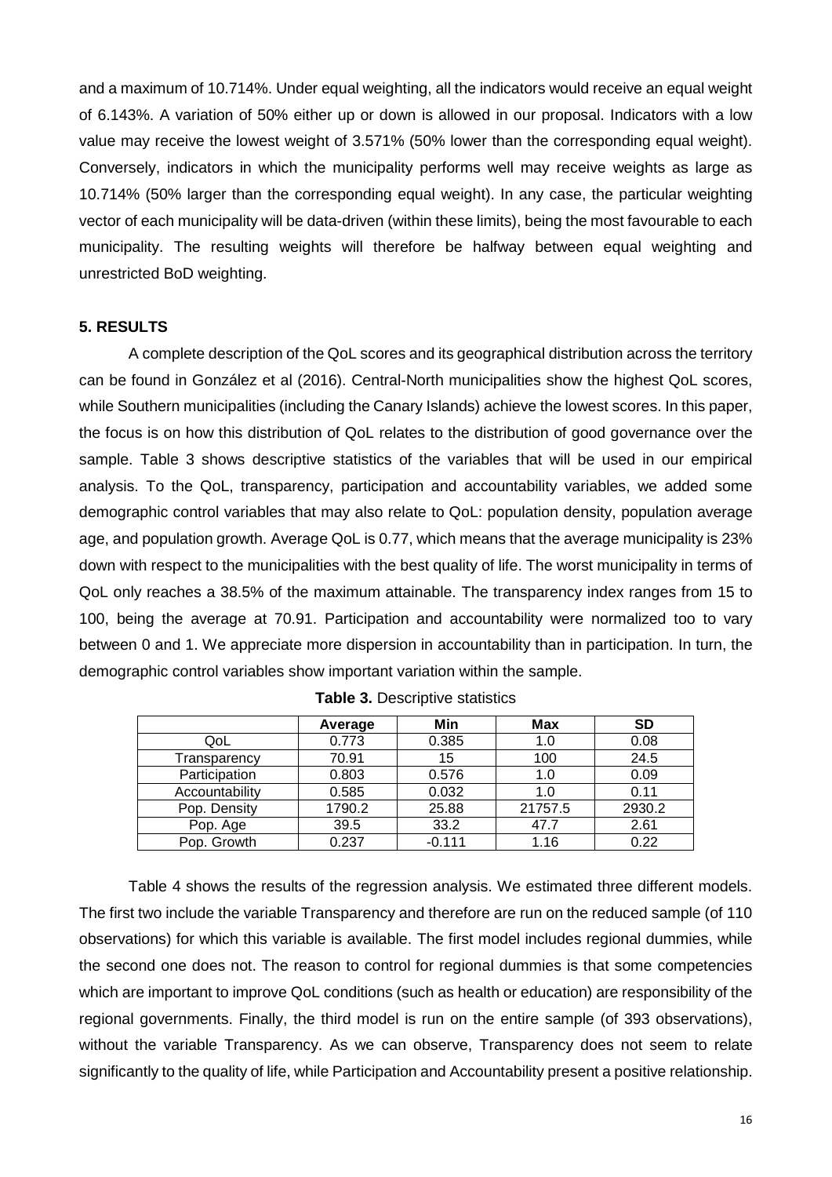and a maximum of 10.714%. Under equal weighting, all the indicators would receive an equal weight of 6.143%. A variation of 50% either up or down is allowed in our proposal. Indicators with a low value may receive the lowest weight of 3.571% (50% lower than the corresponding equal weight). Conversely, indicators in which the municipality performs well may receive weights as large as 10.714% (50% larger than the corresponding equal weight). In any case, the particular weighting vector of each municipality will be data-driven (within these limits), being the most favourable to each municipality. The resulting weights will therefore be halfway between equal weighting and unrestricted BoD weighting.

## 5. RESULTS

A complete description of the QoL scores and its geographical distribution across the territory can be found in González et al (2016). Central-North municipalities show the highest QoL scores, while Southern municipalities (including the Canary Islands) achieve the lowest scores. In this paper, the focus is on how this distribution of QoL relates to the distribution of good governance over the sample. Table 3 shows descriptive statistics of the variables that will be used in our empirical analysis. To the QoL, transparency, participation and accountability variables, we added some demographic control variables that may also relate to QoL: population density, population average age, and population growth. Average QoL is 0.77, which means that the average municipality is 23% down with respect to the municipalities with the best quality of life. The worst municipality in terms of QoL only reaches a 38.5% of the maximum attainable. The transparency index ranges from 15 to 100, being the average at 70.91. Participation and accountability were normalized too to vary between 0 and 1. We appreciate more dispersion in accountability than in participation. In turn, the demographic control variables show important variation within the sample.

**Table 3.** Descriptive statistics

| | Average | Min | Max | SD |
|---|---|---|---|---|
| QoL | 0.773 | 0.385 | 1.0 | 0.08 |
| Transparency | 70.91 | 15 | 100 | 24.5 |
| Participation | 0.803 | 0.576 | 1.0 | 0.09 |
| Accountability | 0.585 | 0.032 | 1.0 | 0.11 |
| Pop. Density | 1790.2 | 25.88 | 21757.5 | 2930.2 |
| Pop. Age | 39.5 | 33.2 | 47.7 | 2.61 |
| Pop. Growth | 0.237 | -0.111 | 1.16 | 0.22 |

Table 4 shows the results of the regression analysis. We estimated three different models. The first two include the variable Transparency and therefore are run on the reduced sample (of 110 observations) for which this variable is available. The first model includes regional dummies, while the second one does not. The reason to control for regional dummies is that some competencies which are important to improve QoL conditions (such as health or education) are responsibility of the regional governments. Finally, the third model is run on the entire sample (of 393 observations), without the variable Transparency. As we can observe, Transparency does not seem to relate significantly to the quality of life, while Participation and Accountability present a positive relationship.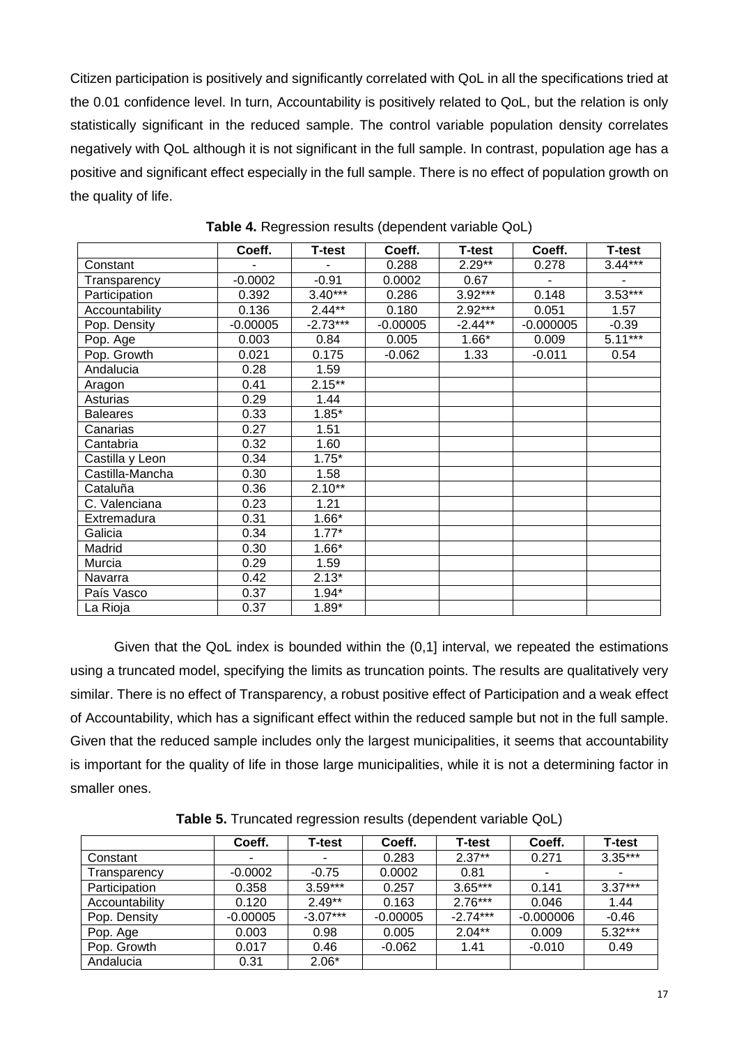Citizen participation is positively and significantly correlated with QoL in all the specifications tried at the 0.01 confidence level. In turn, Accountability is positively related to QoL, but the relation is only statistically significant in the reduced sample. The control variable population density correlates negatively with QoL although it is not significant in the full sample. In contrast, population age has a positive and significant effect especially in the full sample. There is no effect of population growth on the quality of life.

**Table 4.** Regression results (dependent variable QoL)

| | Coeff. | T-test | Coeff. | T-test | Coeff. | T-test |
|---|---|---|---|---|---|---|
| Constant | - | - | 0.288 | 2.29** | 0.278 | 3.44*** |
| Transparency | -0.0002 | -0.91 | 0.0002 | 0.67 | - | - |
| Participation | 0.392 | 3.40*** | 0.286 | 3.92*** | 0.148 | 3.53*** |
| Accountability | 0.136 | 2.44** | 0.180 | 2.92*** | 0.051 | 1.57 |
| Pop. Density | -0.00005 | -2.73*** | -0.00005 | -2.44** | -0.000005 | -0.39 |
| Pop. Age | 0.003 | 0.84 | 0.005 | 1.66* | 0.009 | 5.11*** |
| Pop. Growth | 0.021 | 0.175 | -0.062 | 1.33 | -0.011 | 0.54 |
| Andalucia | 0.28 | 1.59 | | | | |
| Aragon | 0.41 | 2.15** | | | | |
| Asturias | 0.29 | 1.44 | | | | |
| Baleares | 0.33 | 1.85* | | | | |
| Canarias | 0.27 | 1.51 | | | | |
| Cantabria | 0.32 | 1.60 | | | | |
| Castilla y Leon | 0.34 | 1.75* | | | | |
| Castilla-Mancha | 0.30 | 1.58 | | | | |
| Cataluña | 0.36 | 2.10** | | | | |
| C. Valenciana | 0.23 | 1.21 | | | | |
| Extremadura | 0.31 | 1.66* | | | | |
| Galicia | 0.34 | 1.77* | | | | |
| Madrid | 0.30 | 1.66* | | | | |
| Murcia | 0.29 | 1.59 | | | | |
| Navarra | 0.42 | 2.13* | | | | |
| País Vasco | 0.37 | 1.94* | | | | |
| La Rioja | 0.37 | 1.89* | | | | |

Given that the QoL index is bounded within the (0,1] interval, we repeated the estimations using a truncated model, specifying the limits as truncation points. The results are qualitatively very similar. There is no effect of Transparency, a robust positive effect of Participation and a weak effect of Accountability, which has a significant effect within the reduced sample but not in the full sample. Given that the reduced sample includes only the largest municipalities, it seems that accountability is important for the quality of life in those large municipalities, while it is not a determining factor in smaller ones.

**Table 5.** Truncated regression results (dependent variable QoL)

| | Coeff. | T-test | Coeff. | T-test | Coeff. | T-test |
|---|---|---|---|---|---|---|
| Constant | - | - | 0.283 | 2.37** | 0.271 | 3.35*** |
| Transparency | -0.0002 | -0.75 | 0.0002 | 0.81 | - | - |
| Participation | 0.358 | 3.59*** | 0.257 | 3.65*** | 0.141 | 3.37*** |
| Accountability | 0.120 | 2.49** | 0.163 | 2.76*** | 0.046 | 1.44 |
| Pop. Density | -0.00005 | -3.07*** | -0.00005 | -2.74*** | -0.000006 | -0.46 |
| Pop. Age | 0.003 | 0.98 | 0.005 | 2.04** | 0.009 | 5.32*** |
| Pop. Growth | 0.017 | 0.46 | -0.062 | 1.41 | -0.010 | 0.49 |
| Andalucia | 0.31 | 2.06* | | | | |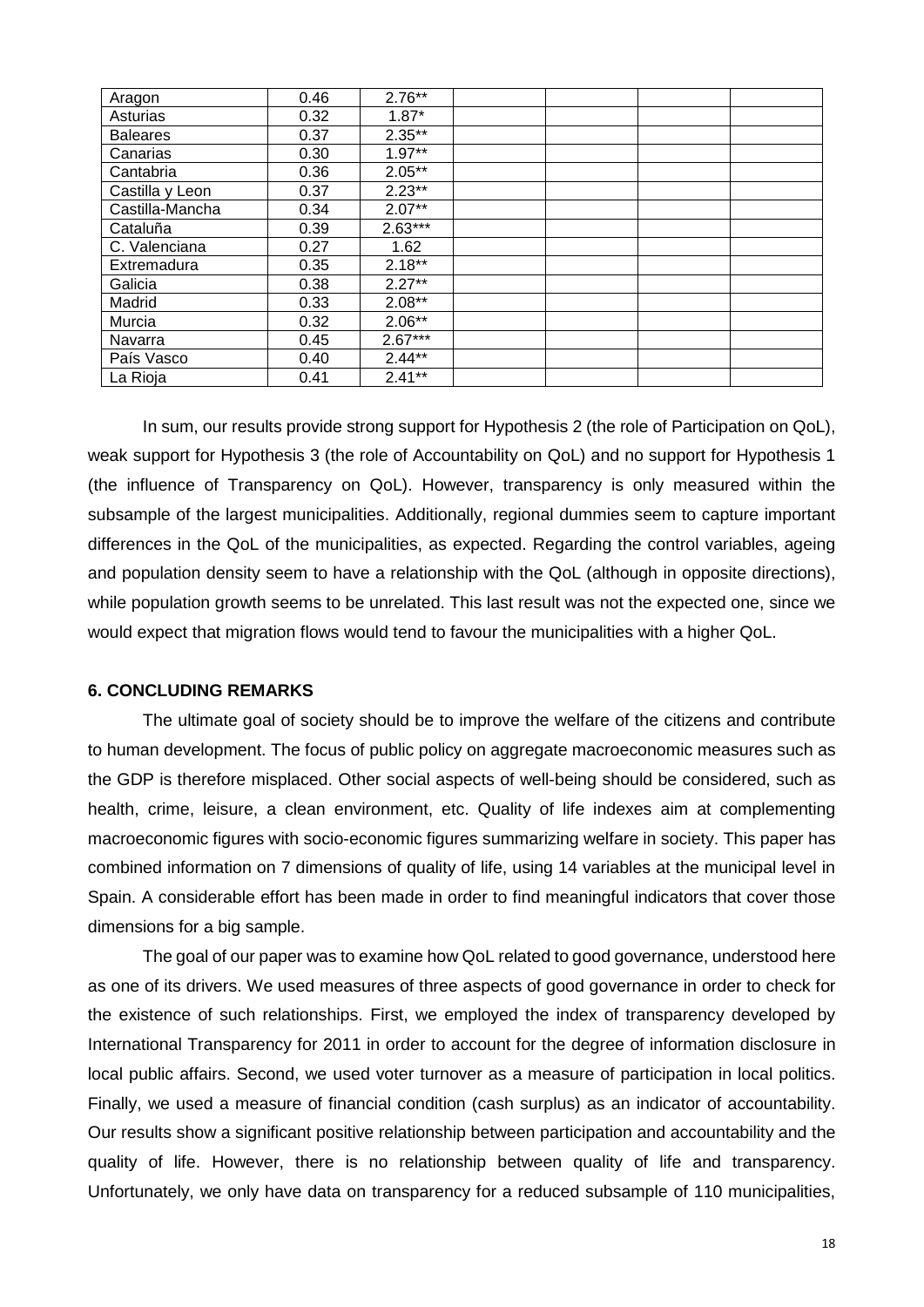| Aragon | 0.46 | 2.76** | | | | |
|---|---|---|---|---|---|---|
| Asturias | 0.32 | 1.87* | | | | |
| Baleares | 0.37 | 2.35** | | | | |
| Canarias | 0.30 | 1.97** | | | | |
| Cantabria | 0.36 | 2.05** | | | | |
| Castilla y Leon | 0.37 | 2.23** | | | | |
| Castilla-Mancha | 0.34 | 2.07** | | | | |
| Cataluña | 0.39 | 2.63*** | | | | |
| C. Valenciana | 0.27 | 1.62 | | | | |
| Extremadura | 0.35 | 2.18** | | | | |
| Galicia | 0.38 | 2.27** | | | | |
| Madrid | 0.33 | 2.08** | | | | |
| Murcia | 0.32 | 2.06** | | | | |
| Navarra | 0.45 | 2.67*** | | | | |
| País Vasco | 0.40 | 2.44** | | | | |
| La Rioja | 0.41 | 2.41** | | | | |

In sum, our results provide strong support for Hypothesis 2 (the role of Participation on QoL), weak support for Hypothesis 3 (the role of Accountability on QoL) and no support for Hypothesis 1 (the influence of Transparency on QoL). However, transparency is only measured within the subsample of the largest municipalities. Additionally, regional dummies seem to capture important differences in the QoL of the municipalities, as expected. Regarding the control variables, ageing and population density seem to have a relationship with the QoL (although in opposite directions), while population growth seems to be unrelated. This last result was not the expected one, since we would expect that migration flows would tend to favour the municipalities with a higher QoL.

## 6. CONCLUDING REMARKS

The ultimate goal of society should be to improve the welfare of the citizens and contribute to human development. The focus of public policy on aggregate macroeconomic measures such as the GDP is therefore misplaced. Other social aspects of well-being should be considered, such as health, crime, leisure, a clean environment, etc. Quality of life indexes aim at complementing macroeconomic figures with socio-economic figures summarizing welfare in society. This paper has combined information on 7 dimensions of quality of life, using 14 variables at the municipal level in Spain. A considerable effort has been made in order to find meaningful indicators that cover those dimensions for a big sample.

The goal of our paper was to examine how QoL related to good governance, understood here as one of its drivers. We used measures of three aspects of good governance in order to check for the existence of such relationships. First, we employed the index of transparency developed by International Transparency for 2011 in order to account for the degree of information disclosure in local public affairs. Second, we used voter turnover as a measure of participation in local politics. Finally, we used a measure of financial condition (cash surplus) as an indicator of accountability. Our results show a significant positive relationship between participation and accountability and the quality of life. However, there is no relationship between quality of life and transparency. Unfortunately, we only have data on transparency for a reduced subsample of 110 municipalities,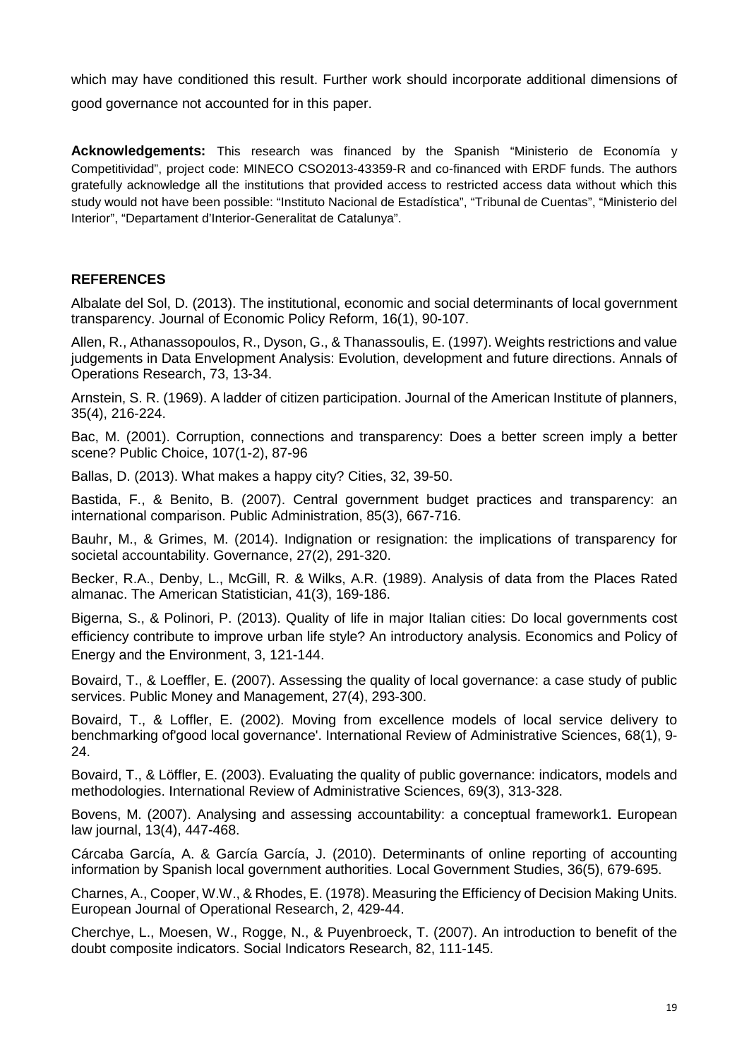which may have conditioned this result. Further work should incorporate additional dimensions of good governance not accounted for in this paper.

**Acknowledgements:** This research was financed by the Spanish "Ministerio de Economía y Competitividad", project code: MINECO CSO2013-43359-R and co-financed with ERDF funds. The authors gratefully acknowledge all the institutions that provided access to restricted access data without which this study would not have been possible: "Instituto Nacional de Estadística", "Tribunal de Cuentas", "Ministerio del Interior", "Departament d'Interior-Generalitat de Catalunya".

## REFERENCES

Albalate del Sol, D. (2013). The institutional, economic and social determinants of local government transparency. Journal of Economic Policy Reform, 16(1), 90-107.

Allen, R., Athanassopoulos, R., Dyson, G., & Thanassoulis, E. (1997). Weights restrictions and value judgements in Data Envelopment Analysis: Evolution, development and future directions. Annals of Operations Research, 73, 13-34.

Arnstein, S. R. (1969). A ladder of citizen participation. Journal of the American Institute of planners, 35(4), 216-224.

Bac, M. (2001). Corruption, connections and transparency: Does a better screen imply a better scene? Public Choice, 107(1-2), 87-96

Ballas, D. (2013). What makes a happy city? Cities, 32, 39-50.

Bastida, F., & Benito, B. (2007). Central government budget practices and transparency: an international comparison. Public Administration, 85(3), 667-716.

Bauhr, M., & Grimes, M. (2014). Indignation or resignation: the implications of transparency for societal accountability. Governance, 27(2), 291-320.

Becker, R.A., Denby, L., McGill, R. & Wilks, A.R. (1989). Analysis of data from the Places Rated almanac. The American Statistician, 41(3), 169-186.

Bigerna, S., & Polinori, P. (2013). Quality of life in major Italian cities: Do local governments cost efficiency contribute to improve urban life style? An introductory analysis. Economics and Policy of Energy and the Environment, 3, 121-144.

Bovaird, T., & Loeffler, E. (2007). Assessing the quality of local governance: a case study of public services. Public Money and Management, 27(4), 293-300.

Bovaird, T., & Loffler, E. (2002). Moving from excellence models of local service delivery to benchmarking of'good local governance'. International Review of Administrative Sciences, 68(1), 9-24.

Bovaird, T., & Löffler, E. (2003). Evaluating the quality of public governance: indicators, models and methodologies. International Review of Administrative Sciences, 69(3), 313-328.

Bovens, M. (2007). Analysing and assessing accountability: a conceptual framework1. European law journal, 13(4), 447-468.

Cárcaba García, A. & García García, J. (2010). Determinants of online reporting of accounting information by Spanish local government authorities. Local Government Studies, 36(5), 679-695.

Charnes, A., Cooper, W.W., & Rhodes, E. (1978). Measuring the Efficiency of Decision Making Units. European Journal of Operational Research, 2, 429-44.

Cherchye, L., Moesen, W., Rogge, N., & Puyenbroeck, T. (2007). An introduction to benefit of the doubt composite indicators. Social Indicators Research, 82, 111-145.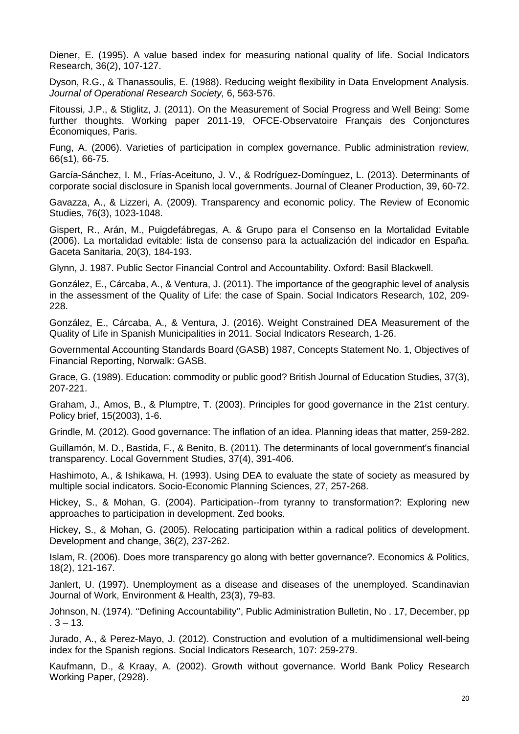Diener, E. (1995). A value based index for measuring national quality of life. Social Indicators Research, 36(2), 107-127.

Dyson, R.G., & Thanassoulis, E. (1988). Reducing weight flexibility in Data Envelopment Analysis. *Journal of Operational Research Society,* 6, 563-576.

Fitoussi, J.P., & Stiglitz, J. (2011). On the Measurement of Social Progress and Well Being: Some further thoughts. Working paper 2011-19, OFCE-Observatoire Français des Conjonctures Économiques, Paris.

Fung, A. (2006). Varieties of participation in complex governance. Public administration review, 66(s1), 66-75.

García-Sánchez, I. M., Frías-Aceituno, J. V., & Rodríguez-Domínguez, L. (2013). Determinants of corporate social disclosure in Spanish local governments. Journal of Cleaner Production, 39, 60-72.

Gavazza, A., & Lizzeri, A. (2009). Transparency and economic policy. The Review of Economic Studies, 76(3), 1023-1048.

Gispert, R., Arán, M., Puigdefábregas, A. & Grupo para el Consenso en la Mortalidad Evitable (2006). La mortalidad evitable: lista de consenso para la actualización del indicador en España. Gaceta Sanitaria, 20(3), 184-193.

Glynn, J. 1987. Public Sector Financial Control and Accountability. Oxford: Basil Blackwell.

González, E., Cárcaba, A., & Ventura, J. (2011). The importance of the geographic level of analysis in the assessment of the Quality of Life: the case of Spain. Social Indicators Research, 102, 209-228.

González, E., Cárcaba, A., & Ventura, J. (2016). Weight Constrained DEA Measurement of the Quality of Life in Spanish Municipalities in 2011. Social Indicators Research, 1-26.

Governmental Accounting Standards Board (GASB) 1987, Concepts Statement No. 1, Objectives of Financial Reporting, Norwalk: GASB.

Grace, G. (1989). Education: commodity or public good? British Journal of Education Studies, 37(3), 207-221.

Graham, J., Amos, B., & Plumptre, T. (2003). Principles for good governance in the 21st century. Policy brief, 15(2003), 1-6.

Grindle, M. (2012). Good governance: The inflation of an idea. Planning ideas that matter, 259-282.

Guillamón, M. D., Bastida, F., & Benito, B. (2011). The determinants of local government's financial transparency. Local Government Studies, 37(4), 391-406.

Hashimoto, A., & Ishikawa, H. (1993). Using DEA to evaluate the state of society as measured by multiple social indicators. Socio-Economic Planning Sciences, 27, 257-268.

Hickey, S., & Mohan, G. (2004). Participation--from tyranny to transformation?: Exploring new approaches to participation in development. Zed books.

Hickey, S., & Mohan, G. (2005). Relocating participation within a radical politics of development. Development and change, 36(2), 237-262.

Islam, R. (2006). Does more transparency go along with better governance?. Economics & Politics, 18(2), 121-167.

Janlert, U. (1997). Unemployment as a disease and diseases of the unemployed. Scandinavian Journal of Work, Environment & Health, 23(3), 79-83.

Johnson, N. (1974). ''Defining Accountability'', Public Administration Bulletin, No . 17, December, pp . 3 – 13.

Jurado, A., & Perez-Mayo, J. (2012). Construction and evolution of a multidimensional well-being index for the Spanish regions. Social Indicators Research, 107: 259-279.

Kaufmann, D., & Kraay, A. (2002). Growth without governance. World Bank Policy Research Working Paper, (2928).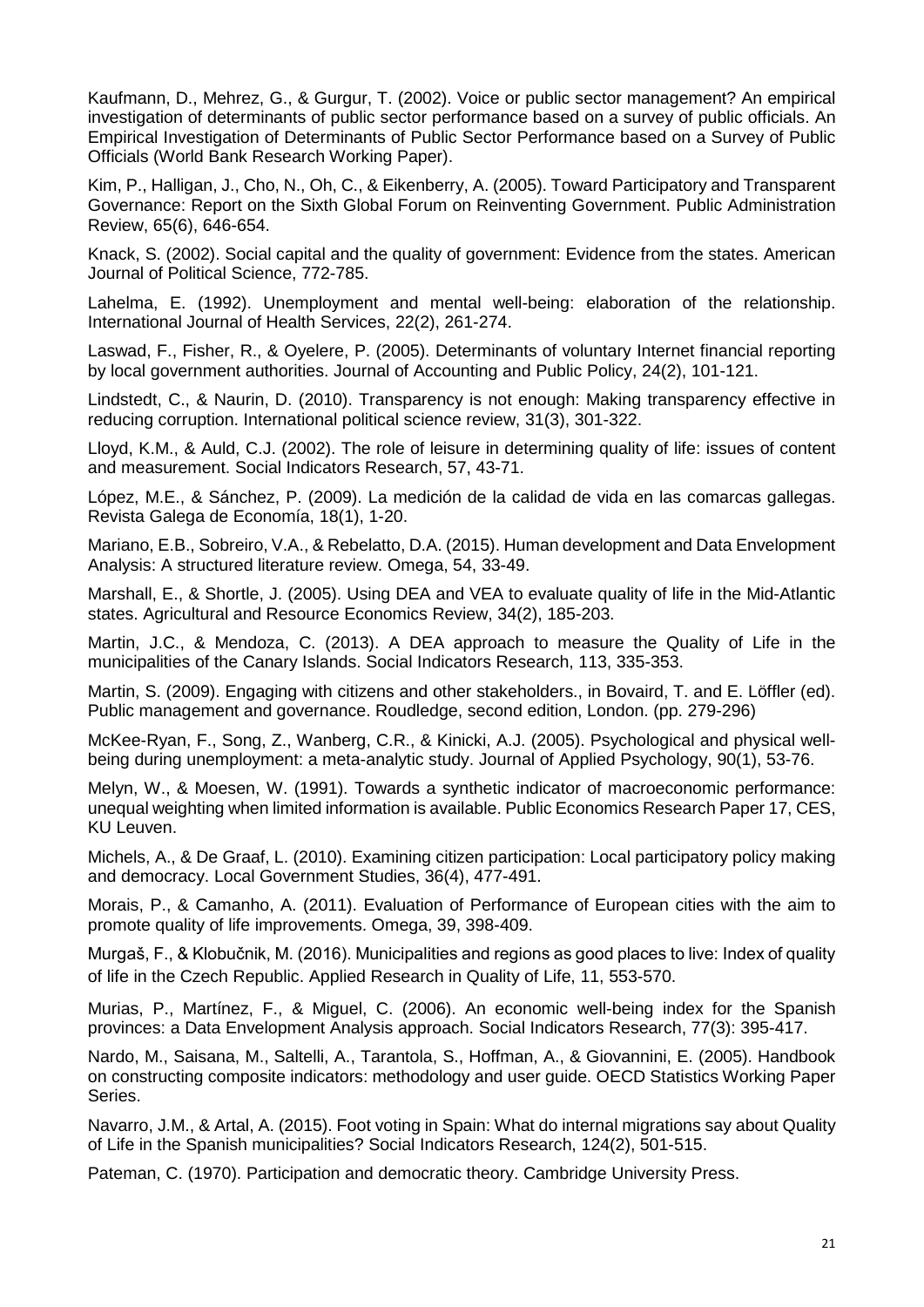Kaufmann, D., Mehrez, G., & Gurgur, T. (2002). Voice or public sector management? An empirical investigation of determinants of public sector performance based on a survey of public officials. An Empirical Investigation of Determinants of Public Sector Performance based on a Survey of Public Officials (World Bank Research Working Paper).

Kim, P., Halligan, J., Cho, N., Oh, C., & Eikenberry, A. (2005). Toward Participatory and Transparent Governance: Report on the Sixth Global Forum on Reinventing Government. Public Administration Review, 65(6), 646-654.

Knack, S. (2002). Social capital and the quality of government: Evidence from the states. American Journal of Political Science, 772-785.

Lahelma, E. (1992). Unemployment and mental well-being: elaboration of the relationship. International Journal of Health Services, 22(2), 261-274.

Laswad, F., Fisher, R., & Oyelere, P. (2005). Determinants of voluntary Internet financial reporting by local government authorities. Journal of Accounting and Public Policy, 24(2), 101-121.

Lindstedt, C., & Naurin, D. (2010). Transparency is not enough: Making transparency effective in reducing corruption. International political science review, 31(3), 301-322.

Lloyd, K.M., & Auld, C.J. (2002). The role of leisure in determining quality of life: issues of content and measurement. Social Indicators Research, 57, 43-71.

López, M.E., & Sánchez, P. (2009). La medición de la calidad de vida en las comarcas gallegas. Revista Galega de Economía, 18(1), 1-20.

Mariano, E.B., Sobreiro, V.A., & Rebelatto, D.A. (2015). Human development and Data Envelopment Analysis: A structured literature review. Omega, 54, 33-49.

Marshall, E., & Shortle, J. (2005). Using DEA and VEA to evaluate quality of life in the Mid-Atlantic states. Agricultural and Resource Economics Review, 34(2), 185-203.

Martin, J.C., & Mendoza, C. (2013). A DEA approach to measure the Quality of Life in the municipalities of the Canary Islands. Social Indicators Research, 113, 335-353.

Martin, S. (2009). Engaging with citizens and other stakeholders., in Bovaird, T. and E. Löffler (ed). Public management and governance. Roudledge, second edition, London. (pp. 279-296)

McKee-Ryan, F., Song, Z., Wanberg, C.R., & Kinicki, A.J. (2005). Psychological and physical well-being during unemployment: a meta-analytic study. Journal of Applied Psychology, 90(1), 53-76.

Melyn, W., & Moesen, W. (1991). Towards a synthetic indicator of macroeconomic performance: unequal weighting when limited information is available. Public Economics Research Paper 17, CES, KU Leuven.

Michels, A., & De Graaf, L. (2010). Examining citizen participation: Local participatory policy making and democracy. Local Government Studies, 36(4), 477-491.

Morais, P., & Camanho, A. (2011). Evaluation of Performance of European cities with the aim to promote quality of life improvements. Omega, 39, 398-409.

Murgaš, F., & Klobučník, M. (2016). Municipalities and regions as good places to live: Index of quality of life in the Czech Republic. Applied Research in Quality of Life, 11, 553-570.

Murias, P., Martínez, F., & Miguel, C. (2006). An economic well-being index for the Spanish provinces: a Data Envelopment Analysis approach. Social Indicators Research, 77(3): 395-417.

Nardo, M., Saisana, M., Saltelli, A., Tarantola, S., Hoffman, A., & Giovannini, E. (2005). Handbook on constructing composite indicators: methodology and user guide. OECD Statistics Working Paper Series.

Navarro, J.M., & Artal, A. (2015). Foot voting in Spain: What do internal migrations say about Quality of Life in the Spanish municipalities? Social Indicators Research, 124(2), 501-515.

Pateman, C. (1970). Participation and democratic theory. Cambridge University Press.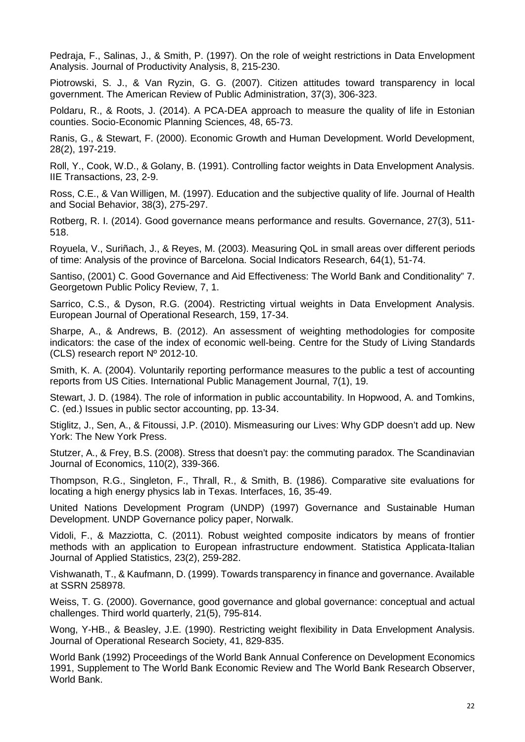Pedraja, F., Salinas, J., & Smith, P. (1997). On the role of weight restrictions in Data Envelopment Analysis. Journal of Productivity Analysis, 8, 215-230.

Piotrowski, S. J., & Van Ryzin, G. G. (2007). Citizen attitudes toward transparency in local government. The American Review of Public Administration, 37(3), 306-323.

Poldaru, R., & Roots, J. (2014). A PCA-DEA approach to measure the quality of life in Estonian counties. Socio-Economic Planning Sciences, 48, 65-73.

Ranis, G., & Stewart, F. (2000). Economic Growth and Human Development. World Development, 28(2), 197-219.

Roll, Y., Cook, W.D., & Golany, B. (1991). Controlling factor weights in Data Envelopment Analysis. IIE Transactions, 23, 2-9.

Ross, C.E., & Van Willigen, M. (1997). Education and the subjective quality of life. Journal of Health and Social Behavior, 38(3), 275-297.

Rotberg, R. I. (2014). Good governance means performance and results. Governance, 27(3), 511-518.

Royuela, V., Suriñach, J., & Reyes, M. (2003). Measuring QoL in small areas over different periods of time: Analysis of the province of Barcelona. Social Indicators Research, 64(1), 51-74.

Santiso, (2001) C. Good Governance and Aid Effectiveness: The World Bank and Conditionality" 7. Georgetown Public Policy Review, 7, 1.

Sarrico, C.S., & Dyson, R.G. (2004). Restricting virtual weights in Data Envelopment Analysis. European Journal of Operational Research, 159, 17-34.

Sharpe, A., & Andrews, B. (2012). An assessment of weighting methodologies for composite indicators: the case of the index of economic well-being. Centre for the Study of Living Standards (CLS) research report Nº 2012-10.

Smith, K. A. (2004). Voluntarily reporting performance measures to the public a test of accounting reports from US Cities. International Public Management Journal, 7(1), 19.

Stewart, J. D. (1984). The role of information in public accountability. In Hopwood, A. and Tomkins, C. (ed.) Issues in public sector accounting, pp. 13-34.

Stiglitz, J., Sen, A., & Fitoussi, J.P. (2010). Mismeasuring our Lives: Why GDP doesn't add up. New York: The New York Press.

Stutzer, A., & Frey, B.S. (2008). Stress that doesn't pay: the commuting paradox. The Scandinavian Journal of Economics, 110(2), 339-366.

Thompson, R.G., Singleton, F., Thrall, R., & Smith, B. (1986). Comparative site evaluations for locating a high energy physics lab in Texas. Interfaces, 16, 35-49.

United Nations Development Program (UNDP) (1997) Governance and Sustainable Human Development. UNDP Governance policy paper, Norwalk.

Vidoli, F., & Mazziotta, C. (2011). Robust weighted composite indicators by means of frontier methods with an application to European infrastructure endowment. Statistica Applicata-Italian Journal of Applied Statistics, 23(2), 259-282.

Vishwanath, T., & Kaufmann, D. (1999). Towards transparency in finance and governance. Available at SSRN 258978.

Weiss, T. G. (2000). Governance, good governance and global governance: conceptual and actual challenges. Third world quarterly, 21(5), 795-814.

Wong, Y-HB., & Beasley, J.E. (1990). Restricting weight flexibility in Data Envelopment Analysis. Journal of Operational Research Society, 41, 829-835.

World Bank (1992) Proceedings of the World Bank Annual Conference on Development Economics 1991, Supplement to The World Bank Economic Review and The World Bank Research Observer, World Bank.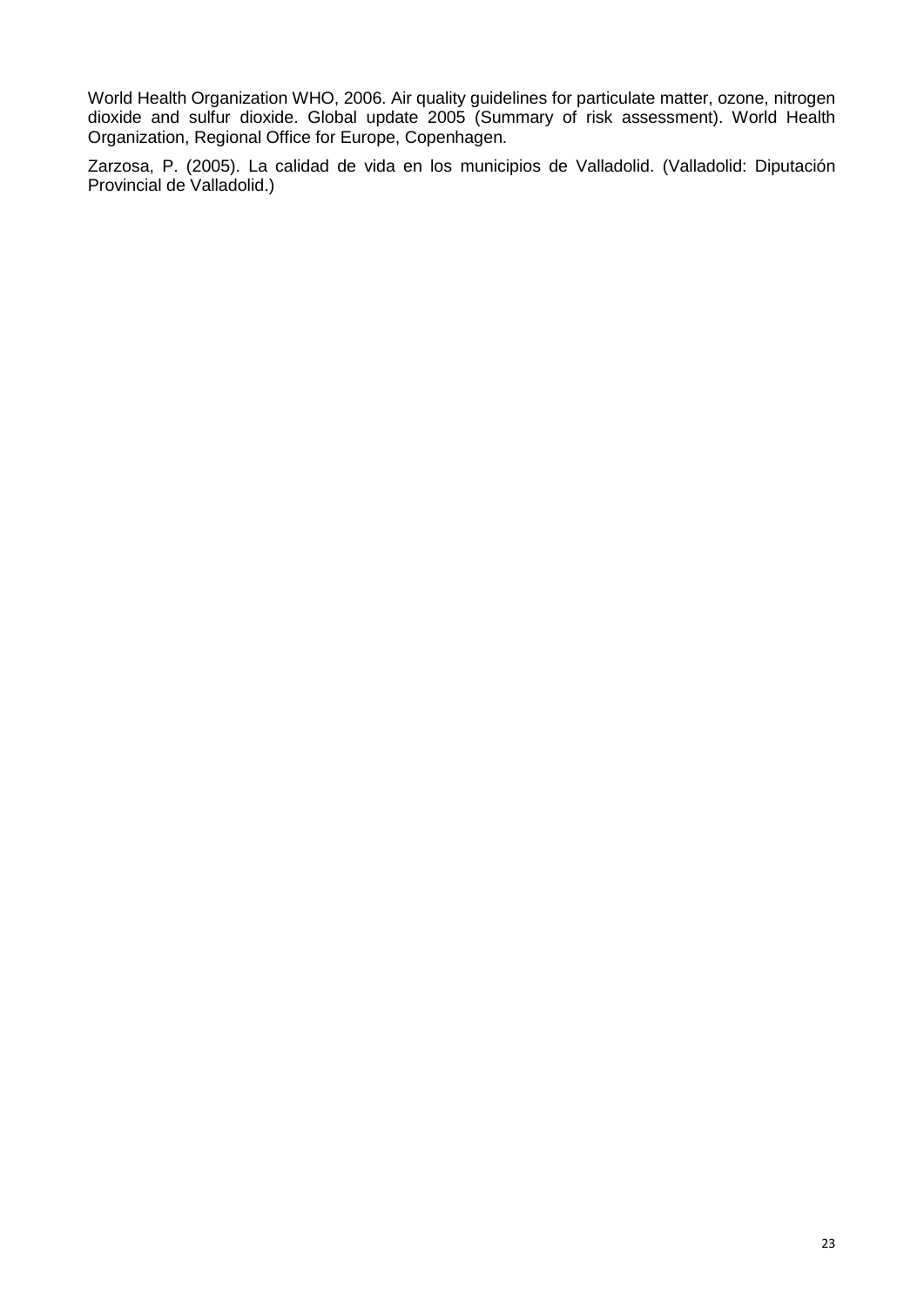World Health Organization WHO, 2006. Air quality guidelines for particulate matter, ozone, nitrogen dioxide and sulfur dioxide. Global update 2005 (Summary of risk assessment). World Health Organization, Regional Office for Europe, Copenhagen.

Zarzosa, P. (2005). La calidad de vida en los municipios de Valladolid. (Valladolid: Diputación Provincial de Valladolid.)